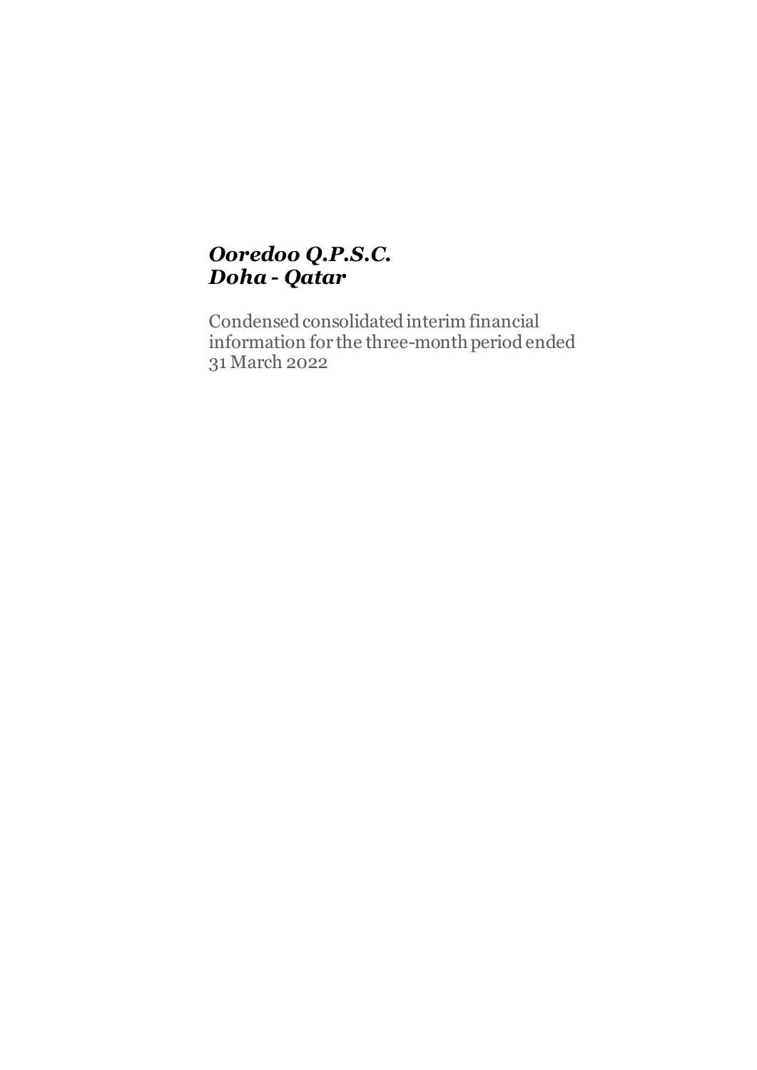***Ooredoo Q.P.S.C.***
***Doha - Qatar***

Condensed consolidated interim financial information for the three-month period ended 31 March 2022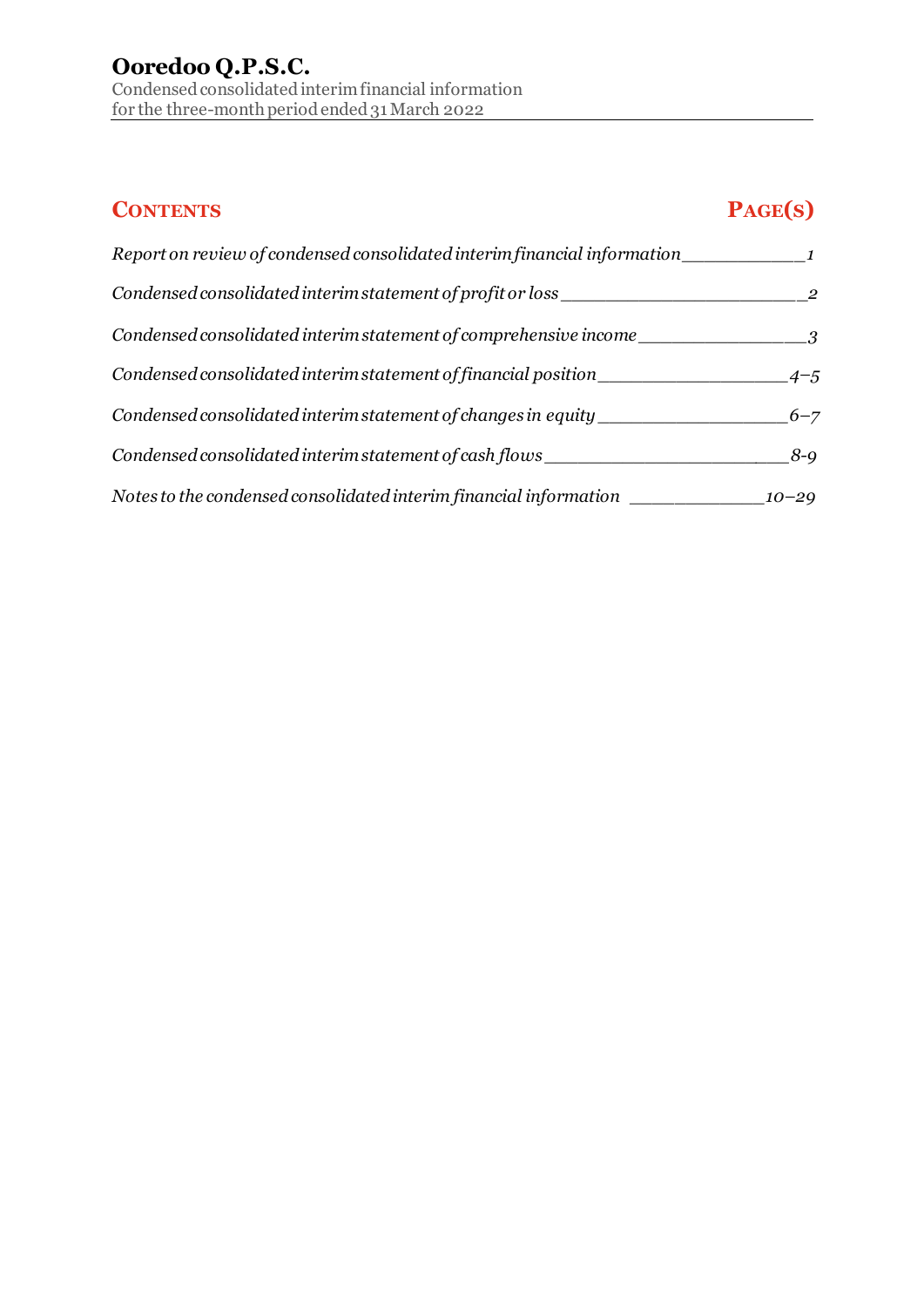# Ooredoo Q.P.S.C.

Condensed consolidated interim financial information
for the three-month period ended 31 March 2022

| CONTENTS | PAGE(S) |
| --- | --- |
| *Report on review of condensed consolidated interim financial information* | *1* |
| *Condensed consolidated interim statement of profit or loss* | *2* |
| *Condensed consolidated interim statement of comprehensive income* | *3* |
| *Condensed consolidated interim statement of financial position* | *4–5* |
| *Condensed consolidated interim statement of changes in equity* | *6–7* |
| *Condensed consolidated interim statement of cash flows* | *8-9* |
| *Notes to the condensed consolidated interim financial information* | *10–29* |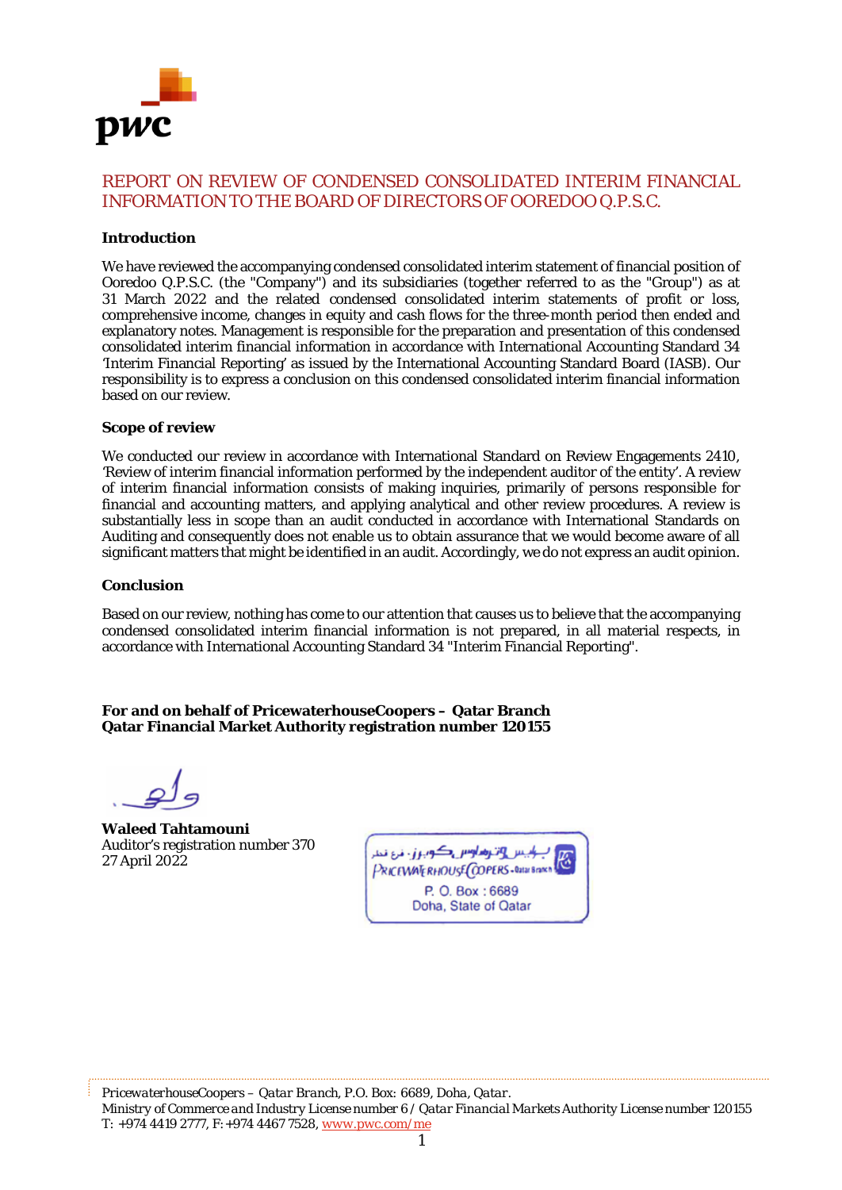# REPORT ON REVIEW OF CONDENSED CONSOLIDATED INTERIM FINANCIAL INFORMATION TO THE BOARD OF DIRECTORS OF OOREDOO Q.P.S.C.

**Introduction**

We have reviewed the accompanying condensed consolidated interim statement of financial position of Ooredoo Q.P.S.C. (the "Company") and its subsidiaries (together referred to as the "Group") as at 31 March 2022 and the related condensed consolidated interim statements of profit or loss, comprehensive income, changes in equity and cash flows for the three-month period then ended and explanatory notes. Management is responsible for the preparation and presentation of this condensed consolidated interim financial information in accordance with International Accounting Standard 34 'Interim Financial Reporting' as issued by the International Accounting Standard Board (IASB). Our responsibility is to express a conclusion on this condensed consolidated interim financial information based on our review.

**Scope of review**

We conducted our review in accordance with International Standard on Review Engagements 2410, 'Review of interim financial information performed by the independent auditor of the entity'. A review of interim financial information consists of making inquiries, primarily of persons responsible for financial and accounting matters, and applying analytical and other review procedures. A review is substantially less in scope than an audit conducted in accordance with International Standards on Auditing and consequently does not enable us to obtain assurance that we would become aware of all significant matters that might be identified in an audit. Accordingly, we do not express an audit opinion.

**Conclusion**

Based on our review, nothing has come to our attention that causes us to believe that the accompanying condensed consolidated interim financial information is not prepared, in all material respects, in accordance with International Accounting Standard 34 "Interim Financial Reporting".

**For and on behalf of PricewaterhouseCoopers – Qatar Branch**
**Qatar Financial Market Authority registration number 120155**

**Waleed Tahtamouni**
Auditor's registration number 370
27 April 2022

برايس وترهاوس كوبرز - فرع قطر
PRICEWATERHOUSECOOPERS - Qatar Branch
P. O. Box : 6689
Doha, State of Qatar

*PricewaterhouseCoopers – Qatar Branch, P.O. Box: 6689, Doha, Qatar.*
*Ministry of Commerce and Industry License number 6 / Qatar Financial Markets Authority License number 120155*
T: +974 4419 2777, F: +974 4467 7528, www.pwc.com/me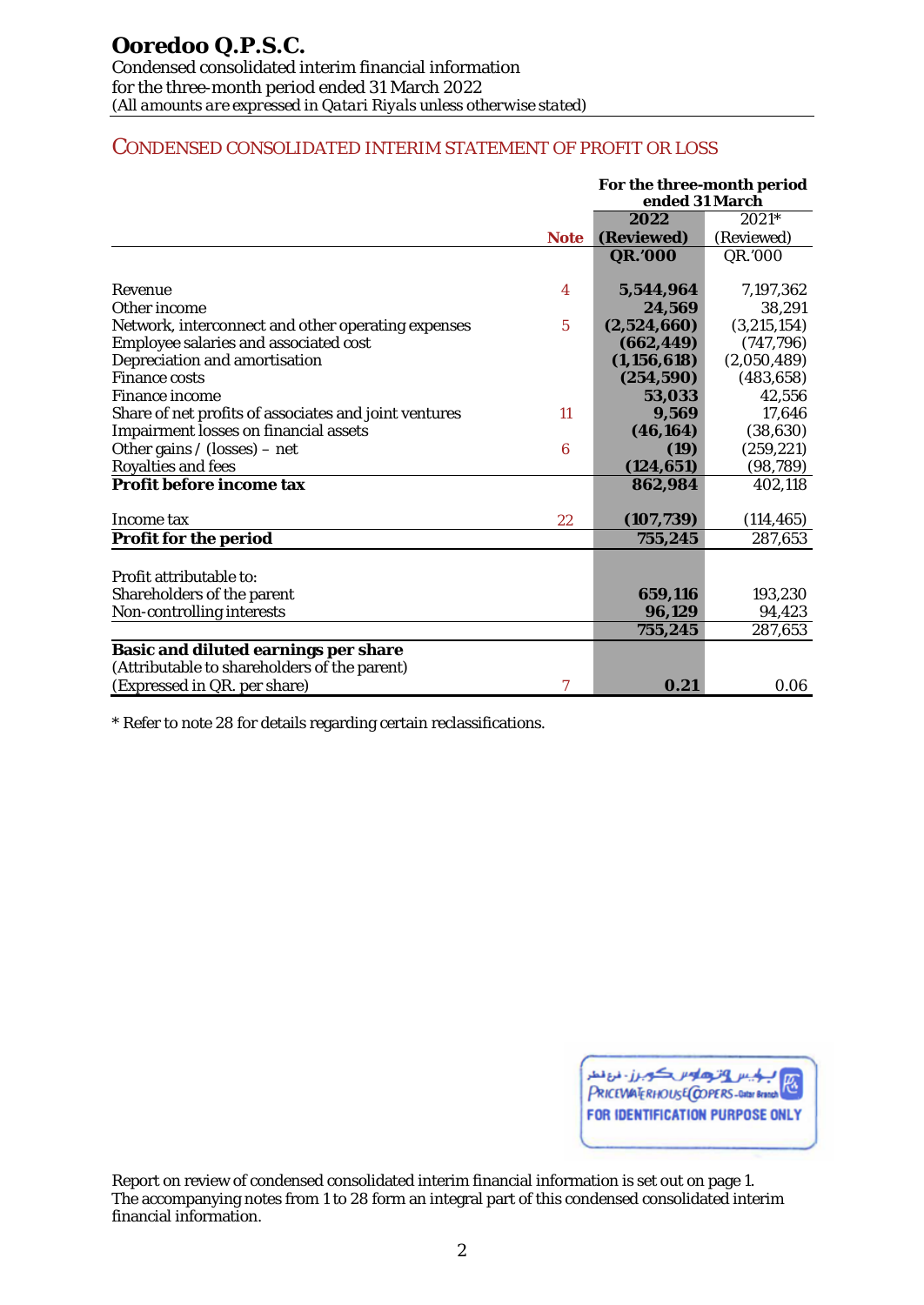# Ooredoo Q.P.S.C.

Condensed consolidated interim financial information
for the three-month period ended 31 March 2022
*(All amounts are expressed in Qatari Riyals unless otherwise stated)*

## CONDENSED CONSOLIDATED INTERIM STATEMENT OF PROFIT OR LOSS

| | | For the three-month period ended 31 March | |
|---|---|---|---|
| | **Note** | **2022 (Reviewed) QR.'000** | 2021* (Reviewed) QR.'000 |
| Revenue | 4 | **5,544,964** | 7,197,362 |
| Other income | | **24,569** | 38,291 |
| Network, interconnect and other operating expenses | 5 | **(2,524,660)** | (3,215,154) |
| Employee salaries and associated cost | | **(662,449)** | (747,796) |
| Depreciation and amortisation | | **(1,156,618)** | (2,050,489) |
| Finance costs | | **(254,590)** | (483,658) |
| Finance income | | **53,033** | 42,556 |
| Share of net profits of associates and joint ventures | 11 | **9,569** | 17,646 |
| Impairment losses on financial assets | | **(46,164)** | (38,630) |
| Other gains / (losses) – net | 6 | **(19)** | (259,221) |
| Royalties and fees | | **(124,651)** | (98,789) |
| **Profit before income tax** | | **862,984** | 402,118 |
| Income tax | 22 | **(107,739)** | (114,465) |
| **Profit for the period** | | **755,245** | 287,653 |
| Profit attributable to: | | | |
| Shareholders of the parent | | **659,116** | 193,230 |
| Non-controlling interests | | **96,129** | 94,423 |
| | | **755,245** | 287,653 |
| **Basic and diluted earnings per share** | | | |
| (Attributable to shareholders of the parent) | | | |
| (Expressed in QR. per share) | 7 | **0.21** | 0.06 |

\* Refer to note 28 for details regarding certain reclassifications.

برايس وترهاوس كوبرز - فرع قطر
PRICEWATERHOUSECOOPERS - Qatar Branch
FOR IDENTIFICATION PURPOSE ONLY

Report on review of condensed consolidated interim financial information is set out on page 1.
The accompanying notes from 1 to 28 form an integral part of this condensed consolidated interim financial information.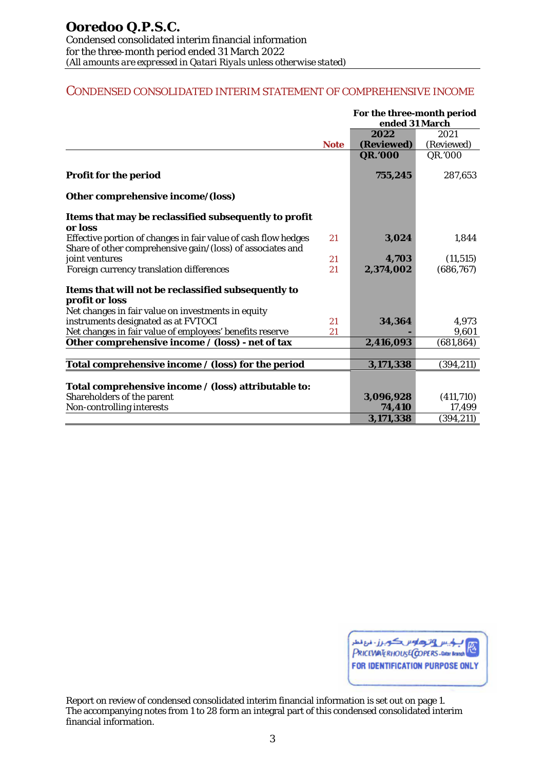# Ooredoo Q.P.S.C.

Condensed consolidated interim financial information
for the three-month period ended 31 March 2022
*(All amounts are expressed in Qatari Riyals unless otherwise stated)*

## CONDENSED CONSOLIDATED INTERIM STATEMENT OF COMPREHENSIVE INCOME

| | Note | For the three-month period ended 31 March | |
|---|---|---|---|
| | | **2022 (Reviewed)** | 2021 (Reviewed) |
| | | **QR.'000** | QR.'000 |
| **Profit for the period** | | **755,245** | 287,653 |
| **Other comprehensive income/(loss)** | | | |
| **Items that may be reclassified subsequently to profit or loss** | | | |
| Effective portion of changes in fair value of cash flow hedges | 21 | **3,024** | 1,844 |
| Share of other comprehensive gain/(loss) of associates and joint ventures | 21 | **4,703** | (11,515) |
| Foreign currency translation differences | 21 | **2,374,002** | (686,767) |
| **Items that will not be reclassified subsequently to profit or loss** | | | |
| Net changes in fair value on investments in equity instruments designated as at FVTOCI | 21 | **34,364** | 4,973 |
| Net changes in fair value of employees' benefits reserve | 21 | **-** | 9,601 |
| **Other comprehensive income / (loss) - net of tax** | | **2,416,093** | (681,864) |
| **Total comprehensive income / (loss) for the period** | | **3,171,338** | (394,211) |
| **Total comprehensive income / (loss) attributable to:** | | | |
| Shareholders of the parent | | **3,096,928** | (411,710) |
| Non-controlling interests | | **74,410** | 17,499 |
| | | **3,171,338** | (394,211) |

Report on review of condensed consolidated interim financial information is set out on page 1.
The accompanying notes from 1 to 28 form an integral part of this condensed consolidated interim financial information.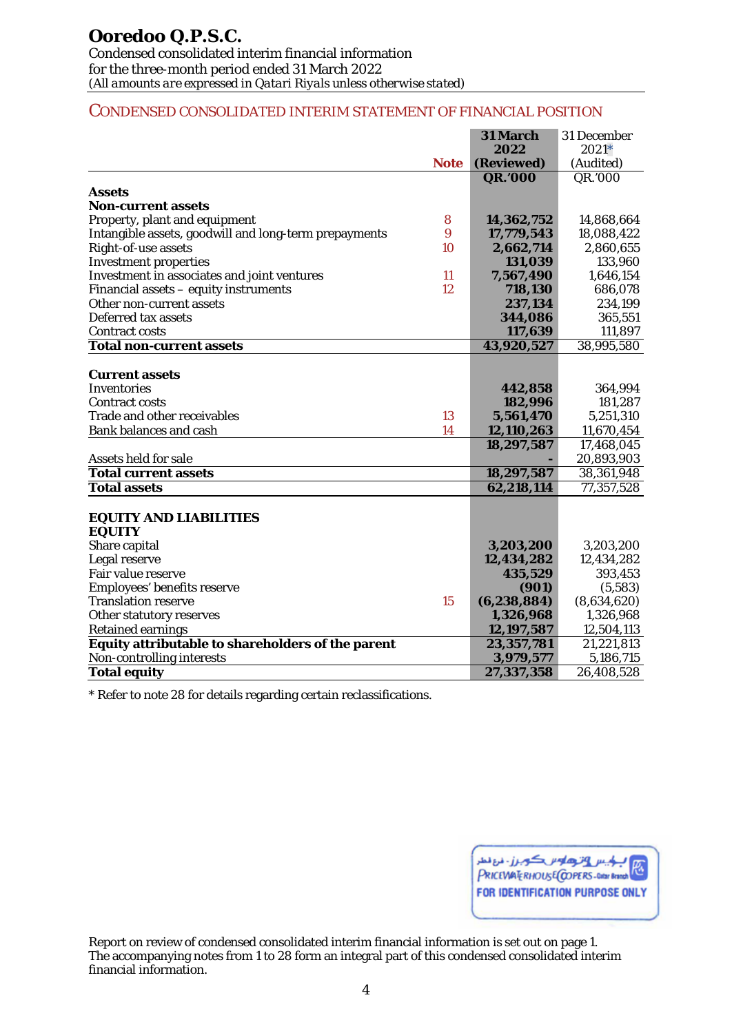# Ooredoo Q.P.S.C.

Condensed consolidated interim financial information
for the three-month period ended 31 March 2022
*(All amounts are expressed in Qatari Riyals unless otherwise stated)*

## CONDENSED CONSOLIDATED INTERIM STATEMENT OF FINANCIAL POSITION

| | Note | 31 March 2022 (Reviewed) QR.'000 | 31 December 2021* (Audited) QR.'000 |
|---|---|---|---|
| **Assets** | | | |
| **Non-current assets** | | | |
| Property, plant and equipment | 8 | **14,362,752** | 14,868,664 |
| Intangible assets, goodwill and long-term prepayments | 9 | **17,779,543** | 18,088,422 |
| Right-of-use assets | 10 | **2,662,714** | 2,860,655 |
| Investment properties | | **131,039** | 133,960 |
| Investment in associates and joint ventures | 11 | **7,567,490** | 1,646,154 |
| Financial assets – equity instruments | 12 | **718,130** | 686,078 |
| Other non-current assets | | **237,134** | 234,199 |
| Deferred tax assets | | **344,086** | 365,551 |
| Contract costs | | **117,639** | 111,897 |
| **Total non-current assets** | | **43,920,527** | 38,995,580 |
| | | | |
| **Current assets** | | | |
| Inventories | | **442,858** | 364,994 |
| Contract costs | | **182,996** | 181,287 |
| Trade and other receivables | 13 | **5,561,470** | 5,251,310 |
| Bank balances and cash | 14 | **12,110,263** | 11,670,454 |
| | | **18,297,587** | 17,468,045 |
| Assets held for sale | | **-** | 20,893,903 |
| **Total current assets** | | **18,297,587** | 38,361,948 |
| **Total assets** | | **62,218,114** | 77,357,528 |
| | | | |
| **EQUITY AND LIABILITIES** | | | |
| **EQUITY** | | | |
| Share capital | | **3,203,200** | 3,203,200 |
| Legal reserve | | **12,434,282** | 12,434,282 |
| Fair value reserve | | **435,529** | 393,453 |
| Employees' benefits reserve | | **(901)** | (5,583) |
| Translation reserve | 15 | **(6,238,884)** | (8,634,620) |
| Other statutory reserves | | **1,326,968** | 1,326,968 |
| Retained earnings | | **12,197,587** | 12,504,113 |
| **Equity attributable to shareholders of the parent** | | **23,357,781** | 21,221,813 |
| Non-controlling interests | | **3,979,577** | 5,186,715 |
| **Total equity** | | **27,337,358** | 26,408,528 |

* Refer to note 28 for details regarding certain reclassifications.

Report on review of condensed consolidated interim financial information is set out on page 1.
The accompanying notes from 1 to 28 form an integral part of this condensed consolidated interim financial information.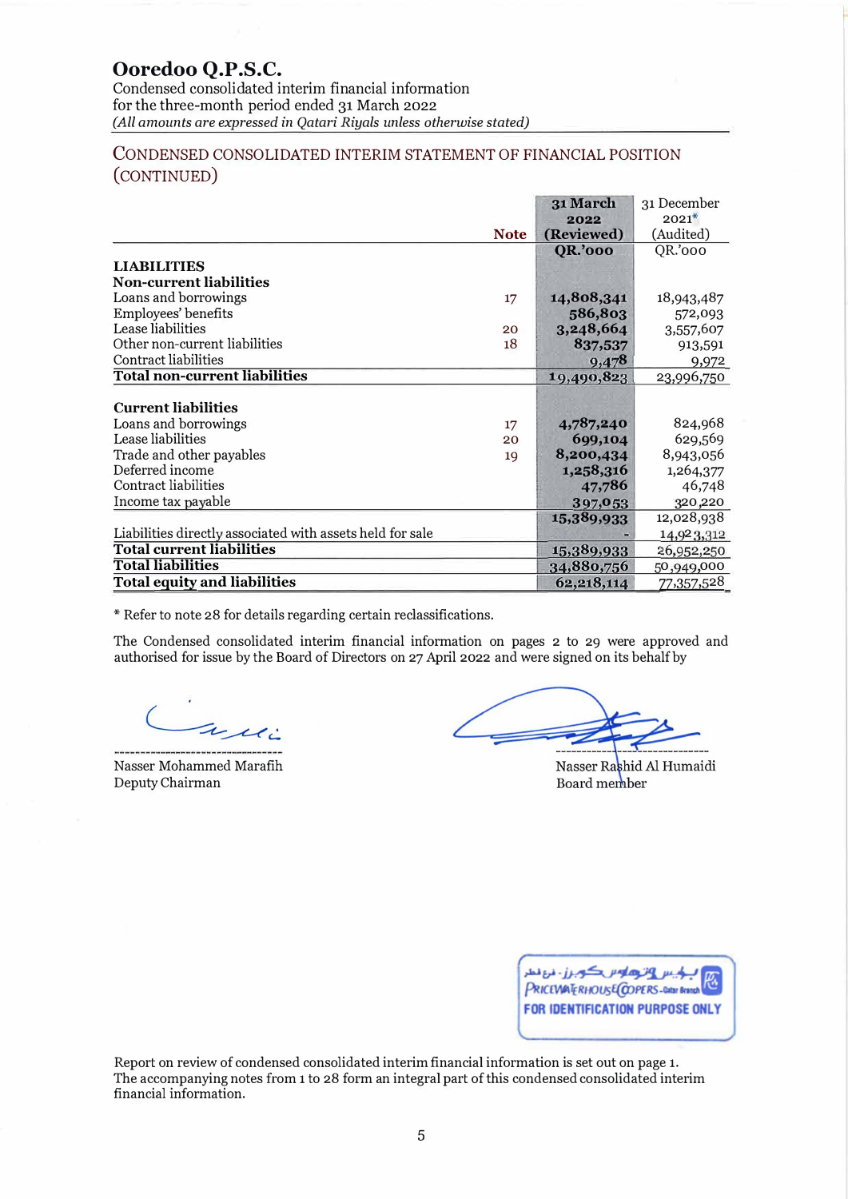# Ooredoo Q.P.S.C.

Condensed consolidated interim financial information
for the three-month period ended 31 March 2022
*(All amounts are expressed in Qatari Riyals unless otherwise stated)*

## CONDENSED CONSOLIDATED INTERIM STATEMENT OF FINANCIAL POSITION (CONTINUED)

| | Note | 31 March 2022 (Reviewed) QR.'000 | 31 December 2021* (Audited) QR.'000 |
|---|---|---|---|
| **LIABILITIES** | | | |
| **Non-current liabilities** | | | |
| Loans and borrowings | 17 | **14,808,341** | 18,943,487 |
| Employees' benefits | | **586,803** | 572,093 |
| Lease liabilities | 20 | **3,248,664** | 3,557,607 |
| Other non-current liabilities | 18 | **837,537** | 913,591 |
| Contract liabilities | | **9,478** | 9,972 |
| **Total non-current liabilities** | | **19,490,823** | 23,996,750 |
| | | | |
| **Current liabilities** | | | |
| Loans and borrowings | 17 | **4,787,240** | 824,968 |
| Lease liabilities | 20 | **699,104** | 629,569 |
| Trade and other payables | 19 | **8,200,434** | 8,943,056 |
| Deferred income | | **1,258,316** | 1,264,377 |
| Contract liabilities | | **47,786** | 46,748 |
| Income tax payable | | **397,053** | 320,220 |
| | | **15,389,933** | 12,028,938 |
| Liabilities directly associated with assets held for sale | | **-** | 14,923,312 |
| **Total current liabilities** | | **15,389,933** | 26,952,250 |
| **Total liabilities** | | **34,880,756** | 50,949,000 |
| **Total equity and liabilities** | | **62,218,114** | 77,357,528 |

* Refer to note 28 for details regarding certain reclassifications.

The Condensed consolidated interim financial information on pages 2 to 29 were approved and authorised for issue by the Board of Directors on 27 April 2022 and were signed on its behalf by

Nasser Mohammed Marafih
Deputy Chairman

Nasser Rashid Al Humaidi
Board member

برايس وترهاوس كوبرز - فرع قطر
PRICEWATERHOUSECOOPERS - Qatar Branch
FOR IDENTIFICATION PURPOSE ONLY

Report on review of condensed consolidated interim financial information is set out on page 1.
The accompanying notes from 1 to 28 form an integral part of this condensed consolidated interim financial information.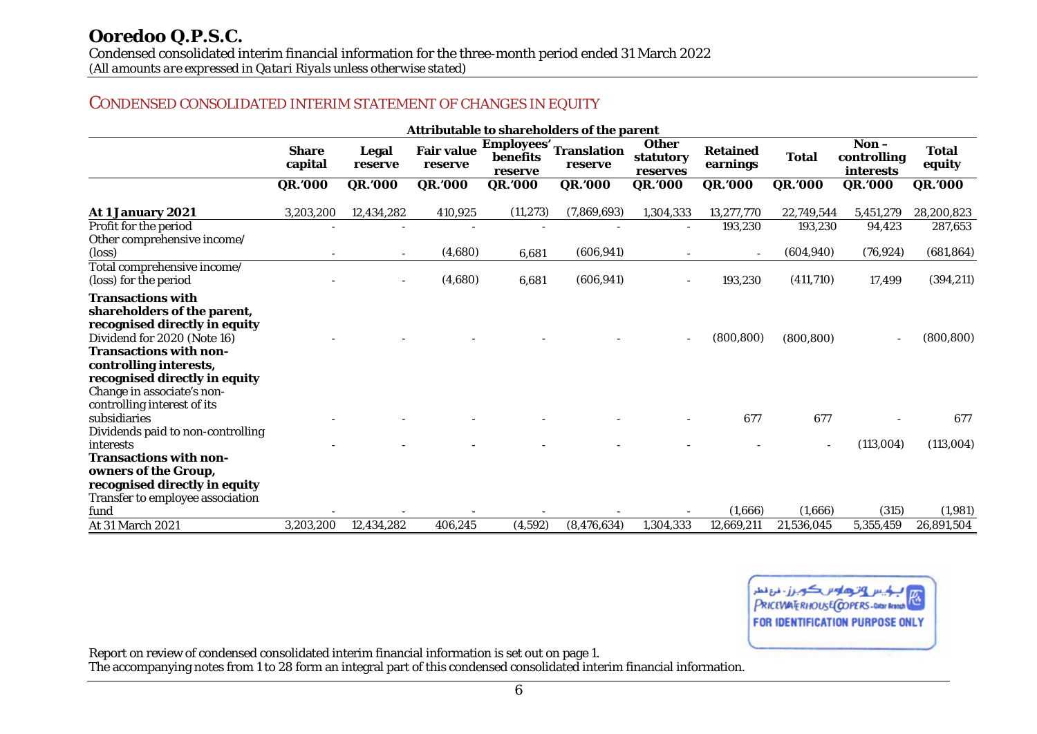# Ooredoo Q.P.S.C.

Condensed consolidated interim financial information for the three-month period ended 31 March 2022
*(All amounts are expressed in Qatari Riyals unless otherwise stated)*

## CONDENSED CONSOLIDATED INTERIM STATEMENT OF CHANGES IN EQUITY

| | Attributable to shareholders of the parent | | | | | | | | | |
|---|---|---|---|---|---|---|---|---|---|---|
| | **Share capital** | **Legal reserve** | **Fair value reserve** | **Employees' benefits reserve** | **Translation reserve** | **Other statutory reserves** | **Retained earnings** | **Total** | **Non – controlling interests** | **Total equity** |
| | **QR.'000** | **QR.'000** | **QR.'000** | **QR.'000** | **QR.'000** | **QR.'000** | **QR.'000** | **QR.'000** | **QR.'000** | **QR.'000** |
| **At 1 January 2021** | 3,203,200 | 12,434,282 | 410,925 | (11,273) | (7,869,693) | 1,304,333 | 13,277,770 | 22,749,544 | 5,451,279 | 28,200,823 |
| Profit for the period | - | - | - | - | - | - | 193,230 | 193,230 | 94,423 | 287,653 |
| Other comprehensive income/ (loss) | - | - | (4,680) | 6,681 | (606,941) | - | - | (604,940) | (76,924) | (681,864) |
| Total comprehensive income/ (loss) for the period | - | - | (4,680) | 6,681 | (606,941) | - | 193,230 | (411,710) | 17,499 | (394,211) |
| **Transactions with shareholders of the parent, recognised directly in equity** | | | | | | | | | | |
| Dividend for 2020 (Note 16) | - | - | - | - | - | - | (800,800) | (800,800) | - | (800,800) |
| **Transactions with non-controlling interests, recognised directly in equity** | | | | | | | | | | |
| Change in associate's non-controlling interest of its subsidiaries | - | - | - | - | - | - | 677 | 677 | - | 677 |
| Dividends paid to non-controlling interests | - | - | - | - | - | - | - | - | (113,004) | (113,004) |
| **Transactions with non-owners of the Group, recognised directly in equity** | | | | | | | | | | |
| Transfer to employee association fund | - | - | - | - | - | - | (1,666) | (1,666) | (315) | (1,981) |
| At 31 March 2021 | 3,203,200 | 12,434,282 | 406,245 | (4,592) | (8,476,634) | 1,304,333 | 12,669,211 | 21,536,045 | 5,355,459 | 26,891,504 |

برايس وترهاوس كوبرز - فرع قطر
PRICEWATERHOUSECOOPERS - Qatar Branch
FOR IDENTIFICATION PURPOSE ONLY

Report on review of condensed consolidated interim financial information is set out on page 1.
The accompanying notes from 1 to 28 form an integral part of this condensed consolidated interim financial information.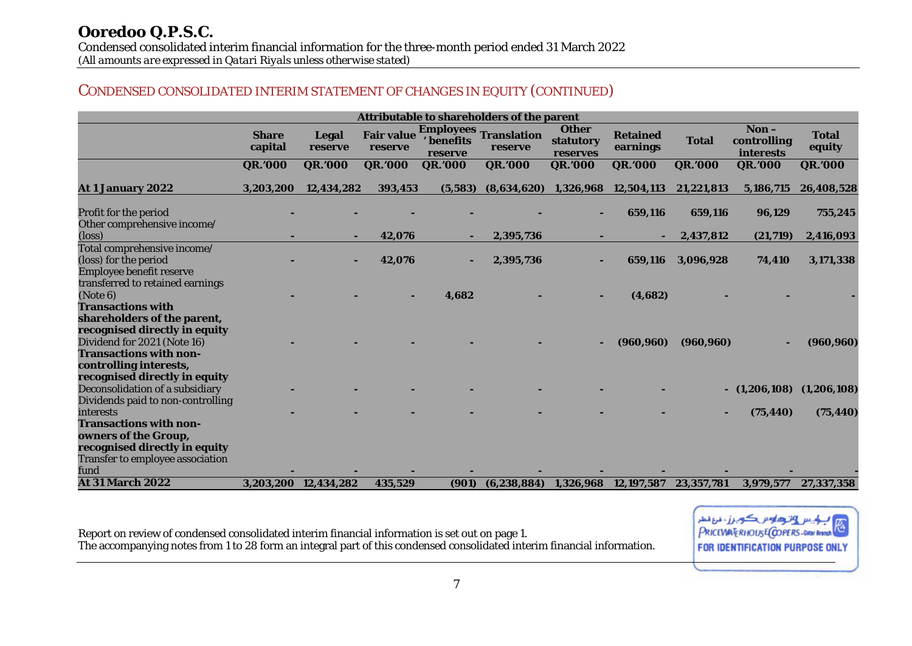# Ooredoo Q.P.S.C.

Condensed consolidated interim financial information for the three-month period ended 31 March 2022
*(All amounts are expressed in Qatari Riyals unless otherwise stated)*

## CONDENSED CONSOLIDATED INTERIM STATEMENT OF CHANGES IN EQUITY (CONTINUED)

| | Attributable to shareholders of the parent | | | | | | | | | |
|---|---|---|---|---|---|---|---|---|---|---|
| | **Share capital** | **Legal reserve** | **Fair value reserve** | **Employees' benefits reserve** | **Translation reserve** | **Other statutory reserves** | **Retained earnings** | **Total** | **Non – controlling interests** | **Total equity** |
| | **QR.'000** | **QR.'000** | **QR.'000** | **QR.'000** | **QR.'000** | **QR.'000** | **QR.'000** | **QR.'000** | **QR.'000** | **QR.'000** |
| **At 1 January 2022** | **3,203,200** | **12,434,282** | **393,453** | **(5,583)** | **(8,634,620)** | **1,326,968** | **12,504,113** | **21,221,813** | **5,186,715** | **26,408,528** |
| Profit for the period | - | - | - | - | - | - | **659,116** | **659,116** | **96,129** | **755,245** |
| Other comprehensive income/ (loss) | - | - | **42,076** | - | **2,395,736** | - | - | **2,437,812** | **(21,719)** | **2,416,093** |
| Total comprehensive income/ (loss) for the period | - | - | **42,076** | - | **2,395,736** | - | **659,116** | **3,096,928** | **74,410** | **3,171,338** |
| Employee benefit reserve transferred to retained earnings (Note 6) | - | - | - | **4,682** | - | - | **(4,682)** | - | - | - |
| **Transactions with shareholders of the parent, recognised directly in equity** | | | | | | | | | | |
| Dividend for 2021 (Note 16) | - | - | - | - | - | - | **(960,960)** | **(960,960)** | - | **(960,960)** |
| **Transactions with non-controlling interests, recognised directly in equity** | | | | | | | | | | |
| Deconsolidation of a subsidiary | - | - | - | - | - | - | - | - | **(1,206,108)** | **(1,206,108)** |
| Dividends paid to non-controlling interests | - | - | - | - | - | - | - | - | **(75,440)** | **(75,440)** |
| **Transactions with non-owners of the Group, recognised directly in equity** | | | | | | | | | | |
| Transfer to employee association fund | - | - | - | - | - | - | - | - | - | - |
| **At 31 March 2022** | **3,203,200** | **12,434,282** | **435,529** | **(901)** | **(6,238,884)** | **1,326,968** | **12,197,587** | **23,357,781** | **3,979,577** | **27,337,358** |

Report on review of condensed consolidated interim financial information is set out on page 1.
The accompanying notes from 1 to 28 form an integral part of this condensed consolidated interim financial information.

برايس وترهاوس كوبرز - فرع قطر
PRICEWATERHOUSECOOPERS - Qatar Branch
FOR IDENTIFICATION PURPOSE ONLY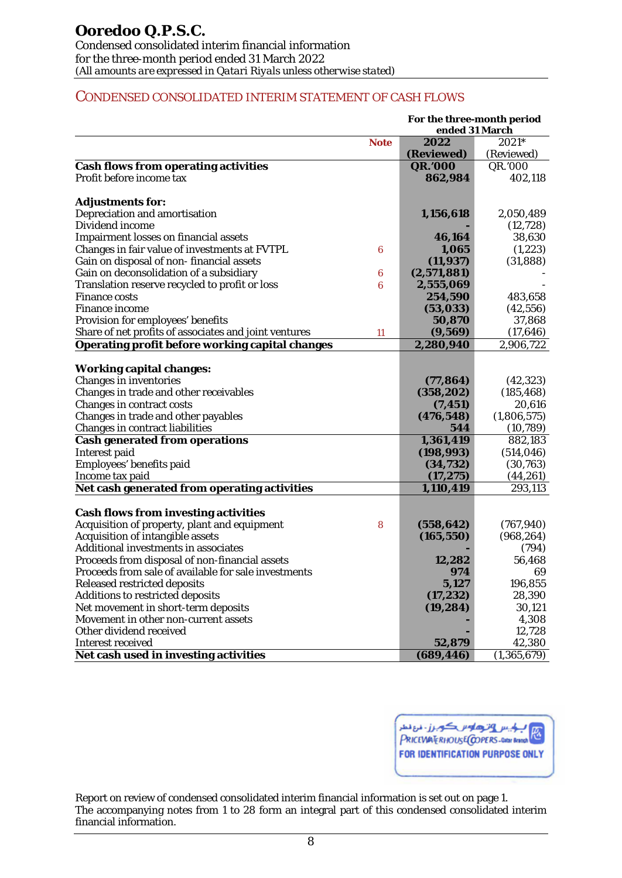# Ooredoo Q.P.S.C.

Condensed consolidated interim financial information
for the three-month period ended 31 March 2022
*(All amounts are expressed in Qatari Riyals unless otherwise stated)*

## CONDENSED CONSOLIDATED INTERIM STATEMENT OF CASH FLOWS

| | Note | For the three-month period ended 31 March | |
|---|---|---|---|
| | | **2022 (Reviewed)** | 2021* (Reviewed) |
| **Cash flows from operating activities** | | **QR.'000** | QR.'000 |
| Profit before income tax | | **862,984** | 402,118 |
| | | | |
| **Adjustments for:** | | | |
| Depreciation and amortisation | | **1,156,618** | 2,050,489 |
| Dividend income | | **-** | (12,728) |
| Impairment losses on financial assets | | **46,164** | 38,630 |
| Changes in fair value of investments at FVTPL | 6 | **1,065** | (1,223) |
| Gain on disposal of non- financial assets | | **(11,937)** | (31,888) |
| Gain on deconsolidation of a subsidiary | 6 | **(2,571,881)** | - |
| Translation reserve recycled to profit or loss | 6 | **2,555,069** | - |
| Finance costs | | **254,590** | 483,658 |
| Finance income | | **(53,033)** | (42,556) |
| Provision for employees' benefits | | **50,870** | 37,868 |
| Share of net profits of associates and joint ventures | 11 | **(9,569)** | (17,646) |
| **Operating profit before working capital changes** | | **2,280,940** | 2,906,722 |
| | | | |
| **Working capital changes:** | | | |
| Changes in inventories | | **(77,864)** | (42,323) |
| Changes in trade and other receivables | | **(358,202)** | (185,468) |
| Changes in contract costs | | **(7,451)** | 20,616 |
| Changes in trade and other payables | | **(476,548)** | (1,806,575) |
| Changes in contract liabilities | | **544** | (10,789) |
| **Cash generated from operations** | | **1,361,419** | 882,183 |
| Interest paid | | **(198,993)** | (514,046) |
| Employees' benefits paid | | **(34,732)** | (30,763) |
| Income tax paid | | **(17,275)** | (44,261) |
| **Net cash generated from operating activities** | | **1,110,419** | 293,113 |
| | | | |
| **Cash flows from investing activities** | | | |
| Acquisition of property, plant and equipment | 8 | **(558,642)** | (767,940) |
| Acquisition of intangible assets | | **(165,550)** | (968,264) |
| Additional investments in associates | | **-** | (794) |
| Proceeds from disposal of non-financial assets | | **12,282** | 56,468 |
| Proceeds from sale of available for sale investments | | **974** | 69 |
| Released restricted deposits | | **5,127** | 196,855 |
| Additions to restricted deposits | | **(17,232)** | 28,390 |
| Net movement in short-term deposits | | **(19,284)** | 30,121 |
| Movement in other non-current assets | | **-** | 4,308 |
| Other dividend received | | **-** | 12,728 |
| Interest received | | **52,879** | 42,380 |
| **Net cash used in investing activities** | | **(689,446)** | (1,365,679) |

Report on review of condensed consolidated interim financial information is set out on page 1.
The accompanying notes from 1 to 28 form an integral part of this condensed consolidated interim financial information.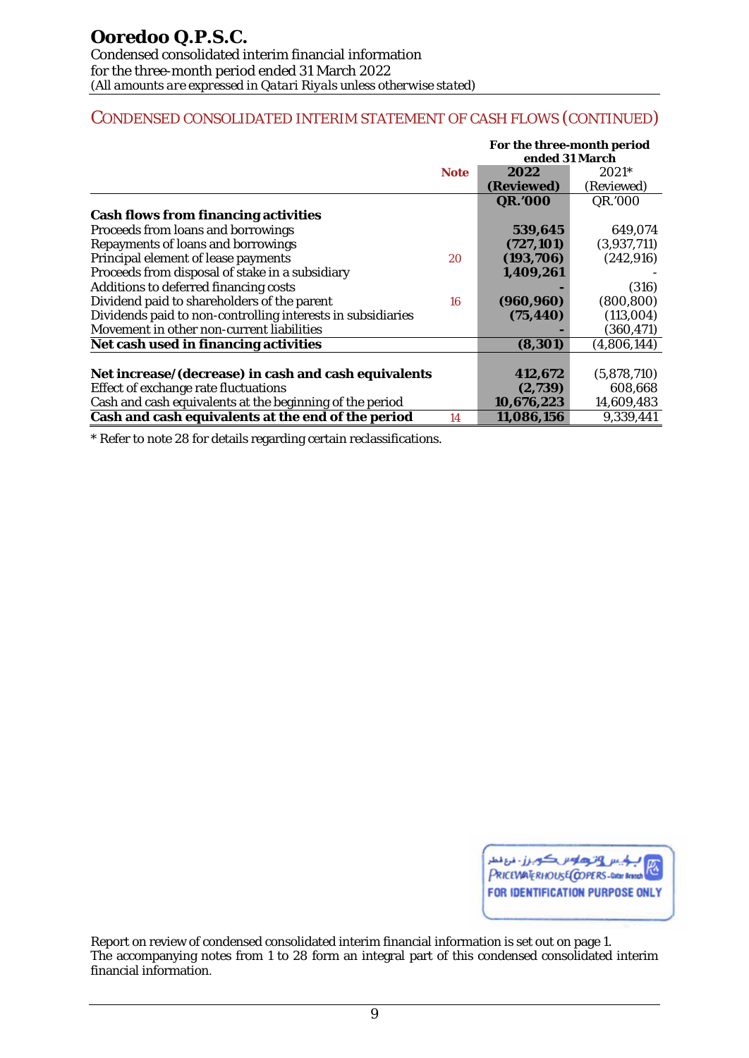# Ooredoo Q.P.S.C.

Condensed consolidated interim financial information
for the three-month period ended 31 March 2022
*(All amounts are expressed in Qatari Riyals unless otherwise stated)*

## CONDENSED CONSOLIDATED INTERIM STATEMENT OF CASH FLOWS (CONTINUED)

| | Note | For the three-month period ended 31 March | |
|---|---|---|---|
| | | **2022 (Reviewed)** | 2021* (Reviewed) |
| | | **QR.'000** | QR.'000 |
| **Cash flows from financing activities** | | | |
| Proceeds from loans and borrowings | | **539,645** | 649,074 |
| Repayments of loans and borrowings | | **(727,101)** | (3,937,711) |
| Principal element of lease payments | 20 | **(193,706)** | (242,916) |
| Proceeds from disposal of stake in a subsidiary | | **1,409,261** | - |
| Additions to deferred financing costs | | **-** | (316) |
| Dividend paid to shareholders of the parent | 16 | **(960,960)** | (800,800) |
| Dividends paid to non-controlling interests in subsidiaries | | **(75,440)** | (113,004) |
| Movement in other non-current liabilities | | **-** | (360,471) |
| **Net cash used in financing activities** | | **(8,301)** | (4,806,144) |
| | | | |
| **Net increase/(decrease) in cash and cash equivalents** | | **412,672** | (5,878,710) |
| Effect of exchange rate fluctuations | | **(2,739)** | 608,668 |
| Cash and cash equivalents at the beginning of the period | | **10,676,223** | 14,609,483 |
| **Cash and cash equivalents at the end of the period** | 14 | **11,086,156** | 9,339,441 |

\* Refer to note 28 for details regarding certain reclassifications.

Report on review of condensed consolidated interim financial information is set out on page 1.
The accompanying notes from 1 to 28 form an integral part of this condensed consolidated interim financial information.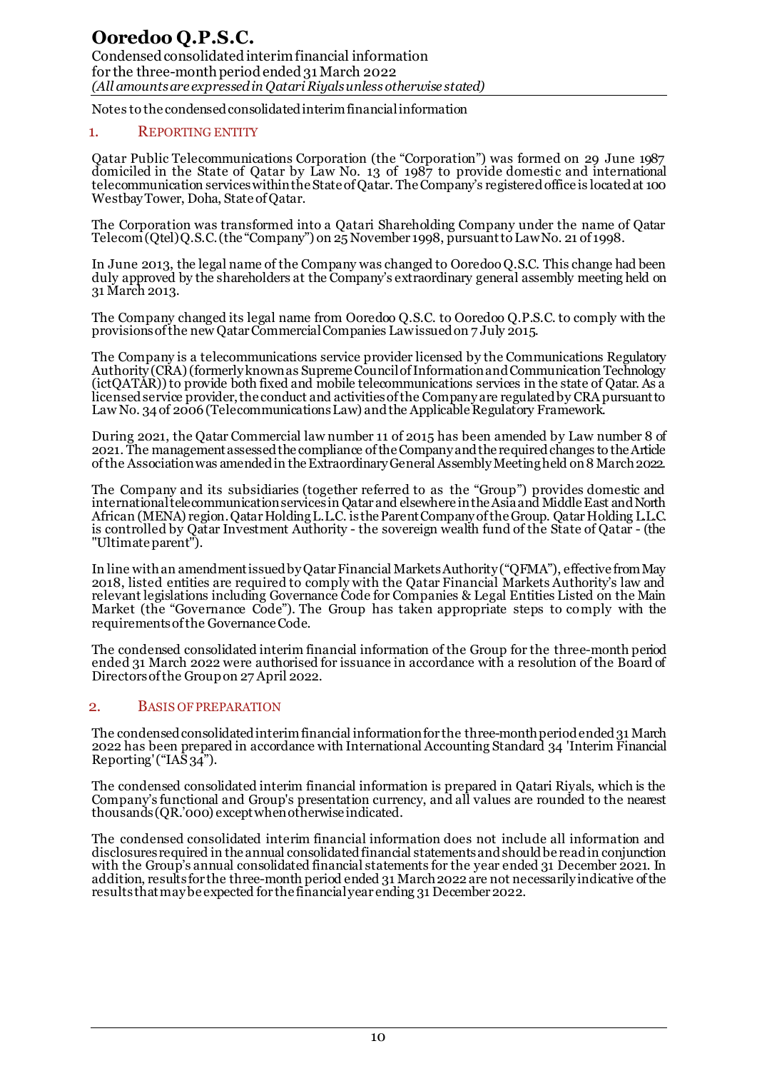Notes to the condensed consolidated interim financial information

## 1. REPORTING ENTITY

Qatar Public Telecommunications Corporation (the "Corporation") was formed on 29 June 1987 domiciled in the State of Qatar by Law No. 13 of 1987 to provide domestic and international telecommunication services within the State of Qatar. The Company's registered office is located at 100 Westbay Tower, Doha, State of Qatar.

The Corporation was transformed into a Qatari Shareholding Company under the name of Qatar Telecom (Qtel) Q.S.C. (the "Company") on 25 November 1998, pursuant to Law No. 21 of 1998.

In June 2013, the legal name of the Company was changed to Ooredoo Q.S.C. This change had been duly approved by the shareholders at the Company's extraordinary general assembly meeting held on 31 March 2013.

The Company changed its legal name from Ooredoo Q.S.C. to Ooredoo Q.P.S.C. to comply with the provisions of the new Qatar Commercial Companies Law issued on 7 July 2015.

The Company is a telecommunications service provider licensed by the Communications Regulatory Authority (CRA) (formerly known as Supreme Council of Information and Communication Technology (ictQATAR)) to provide both fixed and mobile telecommunications services in the state of Qatar. As a licensed service provider, the conduct and activities of the Company are regulated by CRA pursuant to Law No. 34 of 2006 (Telecommunications Law) and the Applicable Regulatory Framework.

During 2021, the Qatar Commercial law number 11 of 2015 has been amended by Law number 8 of 2021. The management assessed the compliance of the Company and the required changes to the Article of the Association was amended in the Extraordinary General Assembly Meeting held on 8 March 2022.

The Company and its subsidiaries (together referred to as the "Group") provides domestic and international telecommunication services in Qatar and elsewhere in the Asia and Middle East and North African (MENA) region. Qatar Holding L.L.C. is the Parent Company of the Group. Qatar Holding L.L.C. is controlled by Qatar Investment Authority - the sovereign wealth fund of the State of Qatar - (the "Ultimate parent").

In line with an amendment issued by Qatar Financial Markets Authority ("QFMA"), effective from May 2018, listed entities are required to comply with the Qatar Financial Markets Authority's law and relevant legislations including Governance Code for Companies & Legal Entities Listed on the Main Market (the "Governance Code"). The Group has taken appropriate steps to comply with the requirements of the Governance Code.

The condensed consolidated interim financial information of the Group for the three-month period ended 31 March 2022 were authorised for issuance in accordance with a resolution of the Board of Directors of the Group on 27 April 2022.

## 2. BASIS OF PREPARATION

The condensed consolidated interim financial information for the three-month period ended 31 March 2022 has been prepared in accordance with International Accounting Standard 34 'Interim Financial Reporting' ("IAS 34").

The condensed consolidated interim financial information is prepared in Qatari Riyals, which is the Company's functional and Group's presentation currency, and all values are rounded to the nearest thousands (QR.'000) except when otherwise indicated.

The condensed consolidated interim financial information does not include all information and disclosures required in the annual consolidated financial statements and should be read in conjunction with the Group's annual consolidated financial statements for the year ended 31 December 2021. In addition, results for the three-month period ended 31 March 2022 are not necessarily indicative of the results that may be expected for the financial year ending 31 December 2022.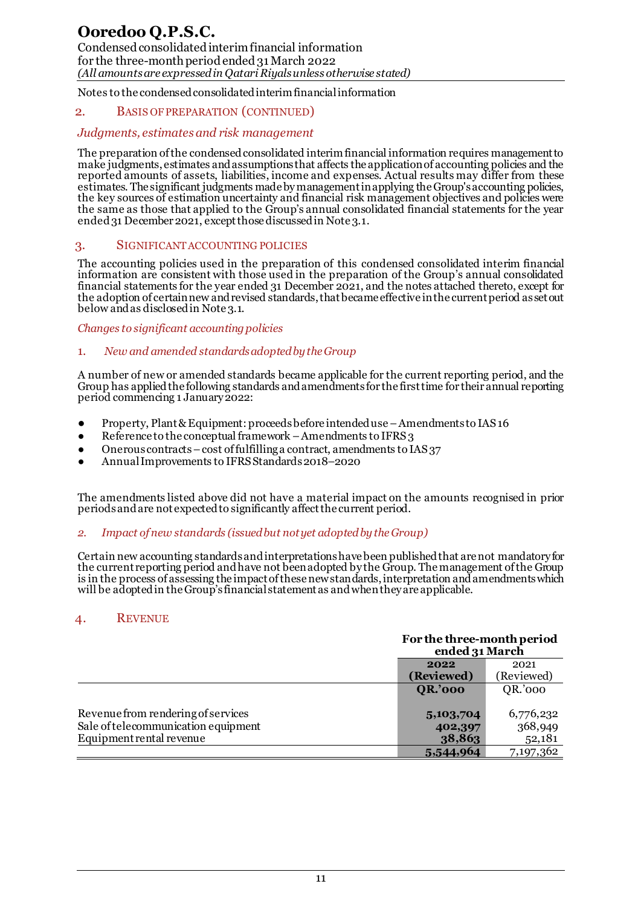Notes to the condensed consolidated interim financial information

## 2. BASIS OF PREPARATION (CONTINUED)

### *Judgments, estimates and risk management*

The preparation of the condensed consolidated interim financial information requires management to make judgments, estimates and assumptions that affects the application of accounting policies and the reported amounts of assets, liabilities, income and expenses. Actual results may differ from these estimates. The significant judgments made by management in applying the Group's accounting policies, the key sources of estimation uncertainty and financial risk management objectives and policies were the same as those that applied to the Group's annual consolidated financial statements for the year ended 31 December 2021, except those discussed in Note 3.1.

## 3. SIGNIFICANT ACCOUNTING POLICIES

The accounting policies used in the preparation of this condensed consolidated interim financial information are consistent with those used in the preparation of the Group's annual consolidated financial statements for the year ended 31 December 2021, and the notes attached thereto, except for the adoption of certain new and revised standards, that became effective in the current period as set out below and as disclosed in Note 3.1.

### *Changes to significant accounting policies*

#### 1. *New and amended standards adopted by the Group*

A number of new or amended standards became applicable for the current reporting period, and the Group has applied the following standards and amendments for the first time for their annual reporting period commencing 1 January 2022:

- Property, Plant & Equipment: proceeds before intended use – Amendments to IAS 16
- Reference to the conceptual framework – Amendments to IFRS 3
- Onerous contracts – cost of fulfilling a contract, amendments to IAS 37
- Annual Improvements to IFRS Standards 2018–2020

The amendments listed above did not have a material impact on the amounts recognised in prior periods and are not expected to significantly affect the current period.

#### 2. *Impact of new standards (issued but not yet adopted by the Group)*

Certain new accounting standards and interpretations have been published that are not mandatory for the current reporting period and have not been adopted by the Group. The management of the Group is in the process of assessing the impact of these new standards, interpretation and amendments which will be adopted in the Group's financial statement as and when they are applicable.

## 4. REVENUE

| | For the three-month period ended 31 March | |
|---|---|---|
| | **2022 (Reviewed)** | 2021 (Reviewed) |
| | **QR.'000** | QR.'000 |
| Revenue from rendering of services | **5,103,704** | 6,776,232 |
| Sale of telecommunication equipment | **402,397** | 368,949 |
| Equipment rental revenue | **38,863** | 52,181 |
| | **5,544,964** | 7,197,362 |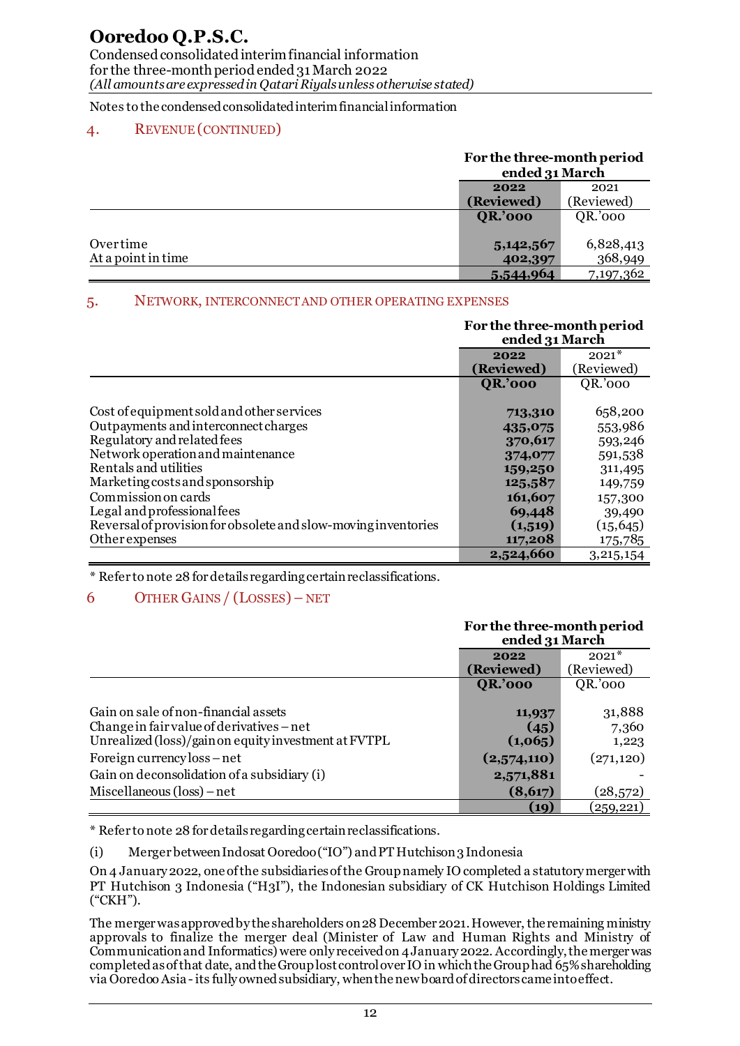Notes to the condensed consolidated interim financial information

## 4. REVENUE (CONTINUED)

| | For the three-month period ended 31 March | |
|---|---|---|
| | **2022 (Reviewed)** | 2021 (Reviewed) |
| | **QR.'000** | QR.'000 |
| Over time | **5,142,567** | 6,828,413 |
| At a point in time | **402,397** | 368,949 |
| | **5,544,964** | 7,197,362 |

## 5. NETWORK, INTERCONNECT AND OTHER OPERATING EXPENSES

| | For the three-month period ended 31 March | |
|---|---|---|
| | **2022 (Reviewed)** | 2021* (Reviewed) |
| | **QR.'000** | QR.'000 |
| Cost of equipment sold and other services | **713,310** | 658,200 |
| Outpayments and interconnect charges | **435,075** | 553,986 |
| Regulatory and related fees | **370,617** | 593,246 |
| Network operation and maintenance | **374,077** | 591,538 |
| Rentals and utilities | **159,250** | 311,495 |
| Marketing costs and sponsorship | **125,587** | 149,759 |
| Commission on cards | **161,607** | 157,300 |
| Legal and professional fees | **69,448** | 39,490 |
| Reversal of provision for obsolete and slow-moving inventories | **(1,519)** | (15,645) |
| Other expenses | **117,208** | 175,785 |
| | **2,524,660** | 3,215,154 |

\* Refer to note 28 for details regarding certain reclassifications.

## 6 OTHER GAINS / (LOSSES) – NET

| | For the three-month period ended 31 March | |
|---|---|---|
| | **2022 (Reviewed)** | 2021* (Reviewed) |
| | **QR.'000** | QR.'000 |
| Gain on sale of non-financial assets | **11,937** | 31,888 |
| Change in fair value of derivatives – net | **(45)** | 7,360 |
| Unrealized (loss)/gain on equity investment at FVTPL | **(1,065)** | 1,223 |
| Foreign currency loss – net | **(2,574,110)** | (271,120) |
| Gain on deconsolidation of a subsidiary (i) | **2,571,881** | - |
| Miscellaneous (loss) – net | **(8,617)** | (28,572) |
| | **(19)** | (259,221) |

\* Refer to note 28 for details regarding certain reclassifications.

(i) Merger between Indosat Ooredoo ("IO") and PT Hutchison 3 Indonesia

On 4 January 2022, one of the subsidiaries of the Group namely IO completed a statutory merger with PT Hutchison 3 Indonesia ("H3I"), the Indonesian subsidiary of CK Hutchison Holdings Limited ("CKH").

The merger was approved by the shareholders on 28 December 2021. However, the remaining ministry approvals to finalize the merger deal (Minister of Law and Human Rights and Ministry of Communication and Informatics) were only received on 4 January 2022. Accordingly, the merger was completed as of that date, and the Group lost control over IO in which the Group had 65% shareholding via Ooredoo Asia - its fully owned subsidiary, when the new board of directors came into effect.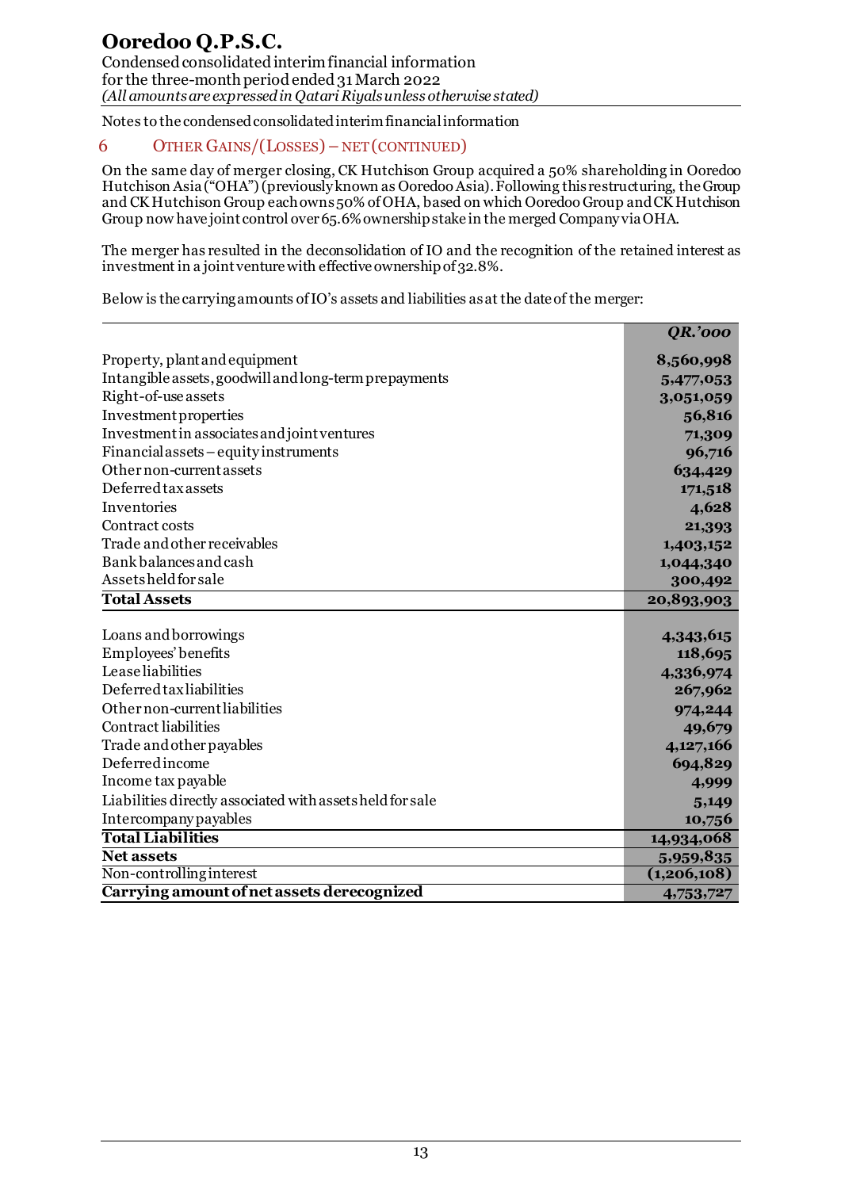Notes to the condensed consolidated interim financial information

## 6 OTHER GAINS/(LOSSES) – NET (CONTINUED)

On the same day of merger closing, CK Hutchison Group acquired a 50% shareholding in Ooredoo Hutchison Asia ("OHA") (previously known as Ooredoo Asia). Following this restructuring, the Group and CK Hutchison Group each owns 50% of OHA, based on which Ooredoo Group and CK Hutchison Group now have joint control over 65.6% ownership stake in the merged Company via OHA.

The merger has resulted in the deconsolidation of IO and the recognition of the retained interest as investment in a joint venture with effective ownership of 32.8%.

Below is the carrying amounts of IO's assets and liabilities as at the date of the merger:

| | *QR.'000* |
|---|---|
| Property, plant and equipment | **8,560,998** |
| Intangible assets, goodwill and long-term prepayments | **5,477,053** |
| Right-of-use assets | **3,051,059** |
| Investment properties | **56,816** |
| Investment in associates and joint ventures | **71,309** |
| Financial assets – equity instruments | **96,716** |
| Other non-current assets | **634,429** |
| Deferred tax assets | **171,518** |
| Inventories | **4,628** |
| Contract costs | **21,393** |
| Trade and other receivables | **1,403,152** |
| Bank balances and cash | **1,044,340** |
| Assets held for sale | **300,492** |
| **Total Assets** | **20,893,903** |
| Loans and borrowings | **4,343,615** |
| Employees' benefits | **118,695** |
| Lease liabilities | **4,336,974** |
| Deferred tax liabilities | **267,962** |
| Other non-current liabilities | **974,244** |
| Contract liabilities | **49,679** |
| Trade and other payables | **4,127,166** |
| Deferred income | **694,829** |
| Income tax payable | **4,999** |
| Liabilities directly associated with assets held for sale | **5,149** |
| Intercompany payables | **10,756** |
| **Total Liabilities** | **14,934,068** |
| **Net assets** | **5,959,835** |
| Non-controlling interest | **(1,206,108)** |
| **Carrying amount of net assets derecognized** | **4,753,727** |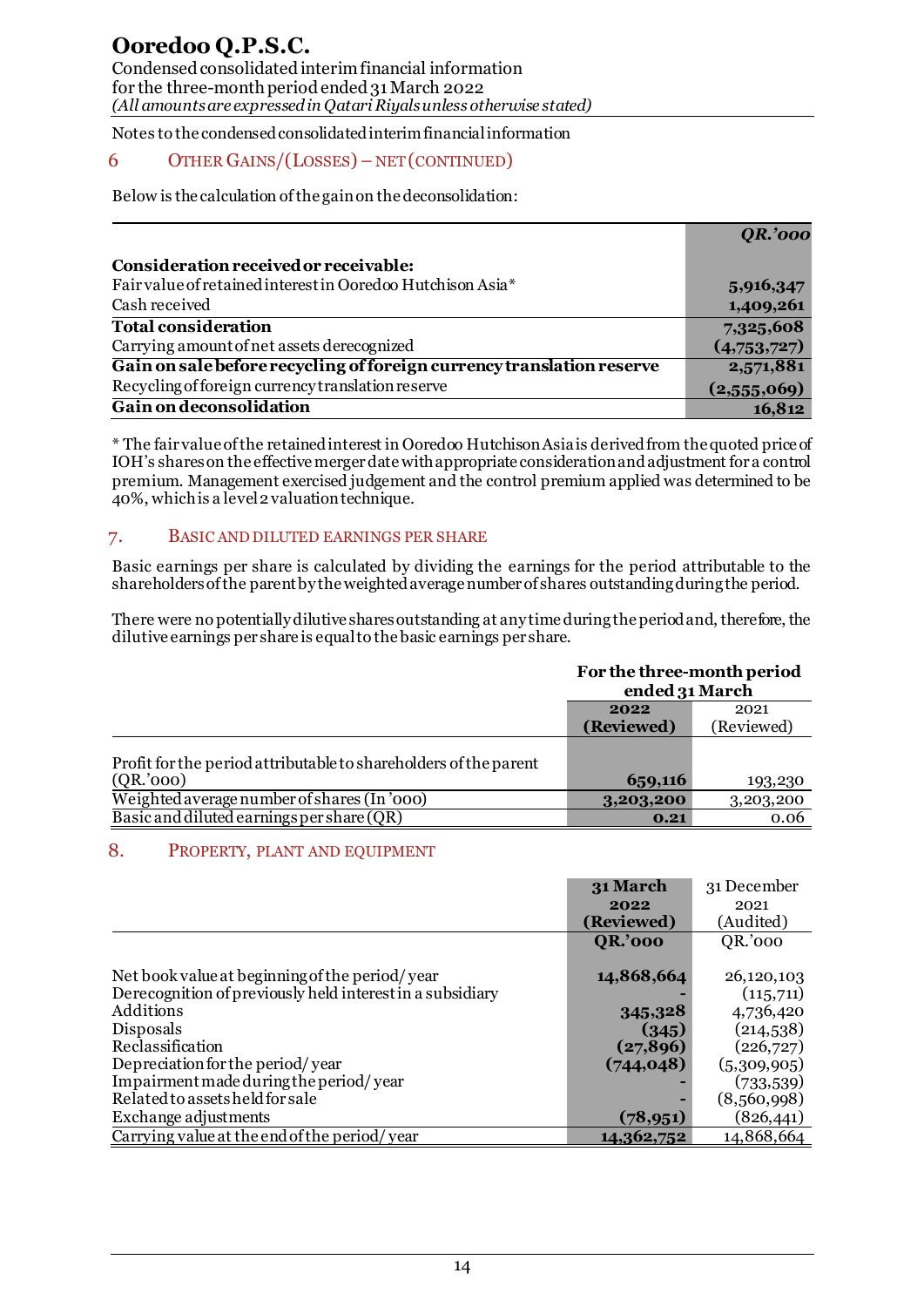Notes to the condensed consolidated interim financial information

## 6 OTHER GAINS/(LOSSES) – NET (CONTINUED)

Below is the calculation of the gain on the deconsolidation:

| | *QR.'000* |
|---|---|
| **Consideration received or receivable:** | |
| Fair value of retained interest in Ooredoo Hutchison Asia* | **5,916,347** |
| Cash received | **1,409,261** |
| **Total consideration** | **7,325,608** |
| Carrying amount of net assets derecognized | **(4,753,727)** |
| **Gain on sale before recycling of foreign currency translation reserve** | **2,571,881** |
| Recycling of foreign currency translation reserve | **(2,555,069)** |
| **Gain on deconsolidation** | **16,812** |

* The fair value of the retained interest in Ooredoo Hutchison Asia is derived from the quoted price of IOH's shares on the effective merger date with appropriate consideration and adjustment for a control premium. Management exercised judgement and the control premium applied was determined to be 40%, which is a level 2 valuation technique.

## 7. BASIC AND DILUTED EARNINGS PER SHARE

Basic earnings per share is calculated by dividing the earnings for the period attributable to the shareholders of the parent by the weighted average number of shares outstanding during the period.

There were no potentially dilutive shares outstanding at any time during the period and, therefore, the dilutive earnings per share is equal to the basic earnings per share.

| | **For the three-month period ended 31 March** | |
|---|---|---|
| | **2022 (Reviewed)** | 2021 (Reviewed) |
| Profit for the period attributable to shareholders of the parent (QR.'000) | **659,116** | 193,230 |
| Weighted average number of shares (In '000) | **3,203,200** | 3,203,200 |
| Basic and diluted earnings per share (QR) | **0.21** | 0.06 |

## 8. PROPERTY, PLANT AND EQUIPMENT

| | **31 March 2022 (Reviewed)** | 31 December 2021 (Audited) |
|---|---|---|
| | **QR.'000** | QR.'000 |
| Net book value at beginning of the period/ year | **14,868,664** | 26,120,103 |
| Derecognition of previously held interest in a subsidiary | **-** | (115,711) |
| Additions | **345,328** | 4,736,420 |
| Disposals | **(345)** | (214,538) |
| Reclassification | **(27,896)** | (226,727) |
| Depreciation for the period/ year | **(744,048)** | (5,309,905) |
| Impairment made during the period/ year | **-** | (733,539) |
| Related to assets held for sale | **-** | (8,560,998) |
| Exchange adjustments | **(78,951)** | (826,441) |
| Carrying value at the end of the period/ year | **14,362,752** | 14,868,664 |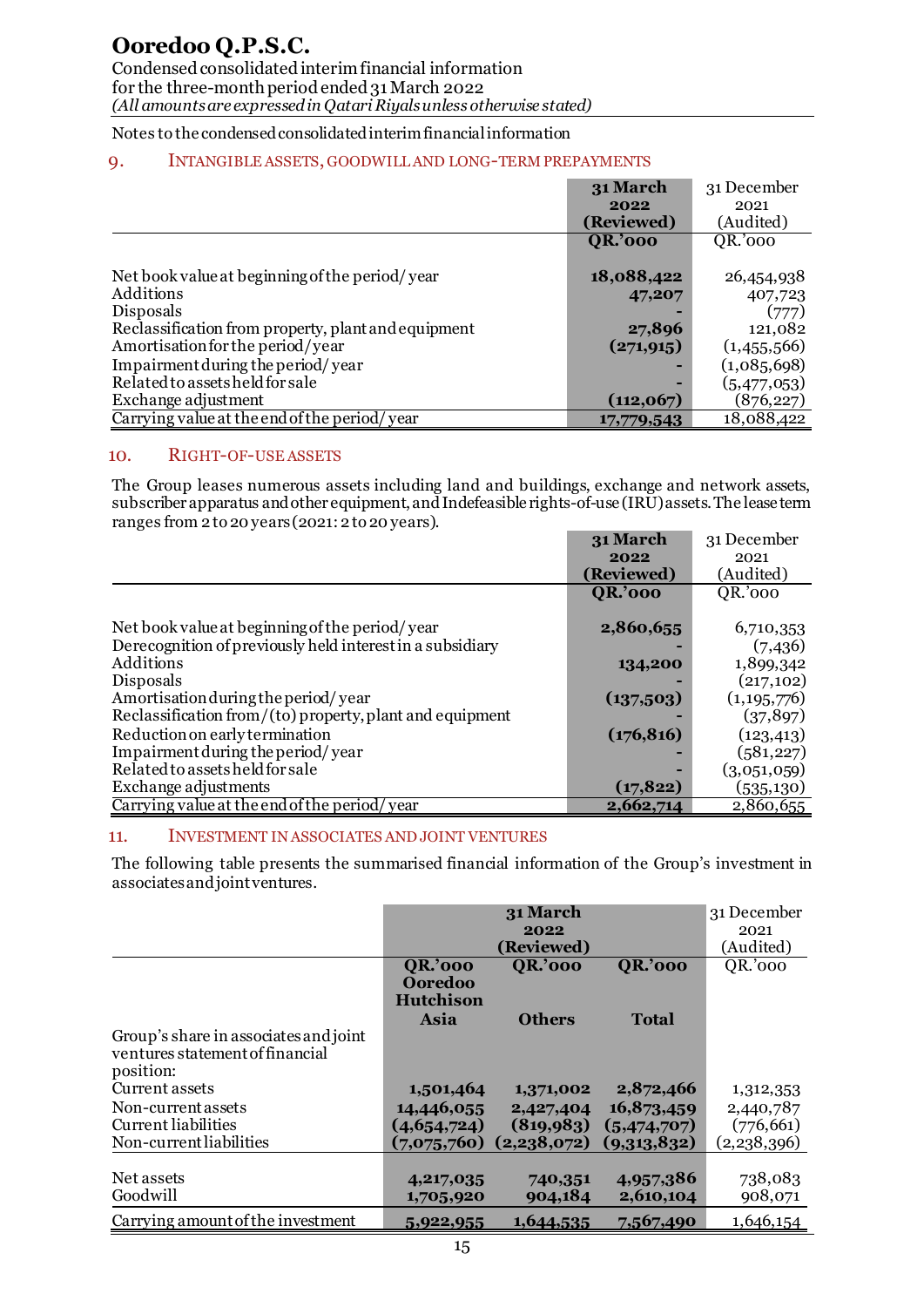# Ooredoo Q.P.S.C.

Condensed consolidated interim financial information
for the three-month period ended 31 March 2022
*(All amounts are expressed in Qatari Riyals unless otherwise stated)*

Notes to the condensed consolidated interim financial information

## 9. INTANGIBLE ASSETS, GOODWILL AND LONG-TERM PREPAYMENTS

| | **31 March 2022 (Reviewed) QR.'000** | 31 December 2021 (Audited) QR.'000 |
|---|---|---|
| Net book value at beginning of the period/ year | **18,088,422** | 26,454,938 |
| Additions | **47,207** | 407,723 |
| Disposals | **-** | (777) |
| Reclassification from property, plant and equipment | **27,896** | 121,082 |
| Amortisation for the period/year | **(271,915)** | (1,455,566) |
| Impairment during the period/ year | **-** | (1,085,698) |
| Related to assets held for sale | **-** | (5,477,053) |
| Exchange adjustment | **(112,067)** | (876,227) |
| Carrying value at the end of the period/ year | **17,779,543** | 18,088,422 |

## 10. RIGHT-OF-USE ASSETS

The Group leases numerous assets including land and buildings, exchange and network assets, subscriber apparatus and other equipment, and Indefeasible rights-of-use (IRU) assets. The lease term ranges from 2 to 20 years (2021: 2 to 20 years).

| | **31 March 2022 (Reviewed) QR.'000** | 31 December 2021 (Audited) QR.'000 |
|---|---|---|
| Net book value at beginning of the period/ year | **2,860,655** | 6,710,353 |
| Derecognition of previously held interest in a subsidiary | **-** | (7,436) |
| Additions | **134,200** | 1,899,342 |
| Disposals | **-** | (217,102) |
| Amortisation during the period/ year | **(137,503)** | (1,195,776) |
| Reclassification from/(to) property, plant and equipment | **-** | (37,897) |
| Reduction on early termination | **(176,816)** | (123,413) |
| Impairment during the period/ year | **-** | (581,227) |
| Related to assets held for sale | **-** | (3,051,059) |
| Exchange adjustments | **(17,822)** | (535,130) |
| Carrying value at the end of the period/ year | **2,662,714** | 2,860,655 |

## 11. INVESTMENT IN ASSOCIATES AND JOINT VENTURES

The following table presents the summarised financial information of the Group's investment in associates and joint ventures.

| | **31 March 2022 (Reviewed)** | | | 31 December 2021 (Audited) |
|---|---|---|---|---|
| | **QR.'000 Ooredoo Hutchison Asia** | **QR.'000 Others** | **QR.'000 Total** | QR.'000 |
| Group's share in associates and joint ventures statement of financial position: | | | | |
| Current assets | **1,501,464** | **1,371,002** | **2,872,466** | 1,312,353 |
| Non-current assets | **14,446,055** | **2,427,404** | **16,873,459** | 2,440,787 |
| Current liabilities | **(4,654,724)** | **(819,983)** | **(5,474,707)** | (776,661) |
| Non-current liabilities | **(7,075,760)** | **(2,238,072)** | **(9,313,832)** | (2,238,396) |
| Net assets | **4,217,035** | **740,351** | **4,957,386** | 738,083 |
| Goodwill | **1,705,920** | **904,184** | **2,610,104** | 908,071 |
| Carrying amount of the investment | **5,922,955** | **1,644,535** | **7,567,490** | 1,646,154 |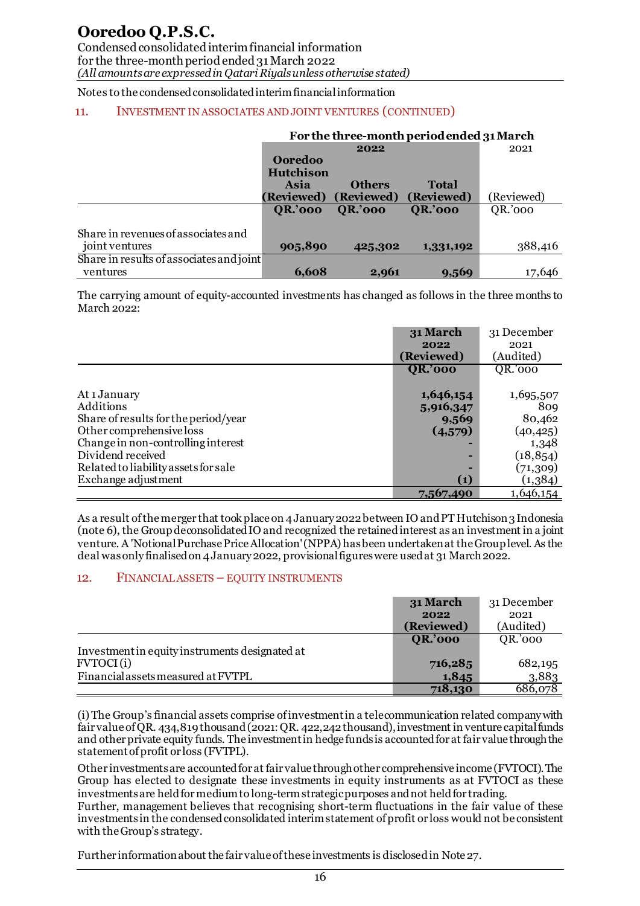Notes to the condensed consolidated interim financial information

## 11. INVESTMENT IN ASSOCIATES AND JOINT VENTURES (CONTINUED)

| | For the three-month period ended 31 March | | | |
|---|---|---|---|---|
| | **2022** | | | 2021 |
| | **Ooredoo Hutchison Asia (Reviewed)** | **Others (Reviewed)** | **Total (Reviewed)** | (Reviewed) |
| | **QR.'000** | **QR.'000** | **QR.'000** | QR.'000 |
| Share in revenues of associates and joint ventures | **905,890** | **425,302** | **1,331,192** | 388,416 |
| Share in results of associates and joint ventures | **6,608** | **2,961** | **9,569** | 17,646 |

The carrying amount of equity-accounted investments has changed as follows in the three months to March 2022:

| | **31 March 2022 (Reviewed)** | 31 December 2021 (Audited) |
|---|---|---|
| | **QR.'000** | QR.'000 |
| At 1 January | **1,646,154** | 1,695,507 |
| Additions | **5,916,347** | 809 |
| Share of results for the period/year | **9,569** | 80,462 |
| Other comprehensive loss | **(4,579)** | (40,425) |
| Change in non-controlling interest | **-** | 1,348 |
| Dividend received | **-** | (18,854) |
| Related to liability assets for sale | **-** | (71,309) |
| Exchange adjustment | **(1)** | (1,384) |
| | **7,567,490** | 1,646,154 |

As a result of the merger that took place on 4 January 2022 between IO and PT Hutchison 3 Indonesia (note 6), the Group deconsolidated IO and recognized the retained interest as an investment in a joint venture. A 'Notional Purchase Price Allocation' (NPPA) has been undertaken at the Group level. As the deal was only finalised on 4 January 2022, provisional figures were used at 31 March 2022.

## 12. FINANCIAL ASSETS – EQUITY INSTRUMENTS

| | **31 March 2022 (Reviewed)** | 31 December 2021 (Audited) |
|---|---|---|
| | **QR.'000** | QR.'000 |
| Investment in equity instruments designated at FVTOCI (i) | **716,285** | 682,195 |
| Financial assets measured at FVTPL | **1,845** | 3,883 |
| | **718,130** | 686,078 |

(i) The Group's financial assets comprise of investment in a telecommunication related company with fair value of QR. 434,819 thousand (2021: QR. 422,242 thousand), investment in venture capital funds and other private equity funds. The investment in hedge funds is accounted for at fair value through the statement of profit or loss (FVTPL).

Other investments are accounted for at fair value through other comprehensive income (FVTOCI). The Group has elected to designate these investments in equity instruments as at FVTOCI as these investments are held for medium to long-term strategic purposes and not held for trading.
Further, management believes that recognising short-term fluctuations in the fair value of these investments in the condensed consolidated interim statement of profit or loss would not be consistent with the Group's strategy.

Further information about the fair value of these investments is disclosed in Note 27.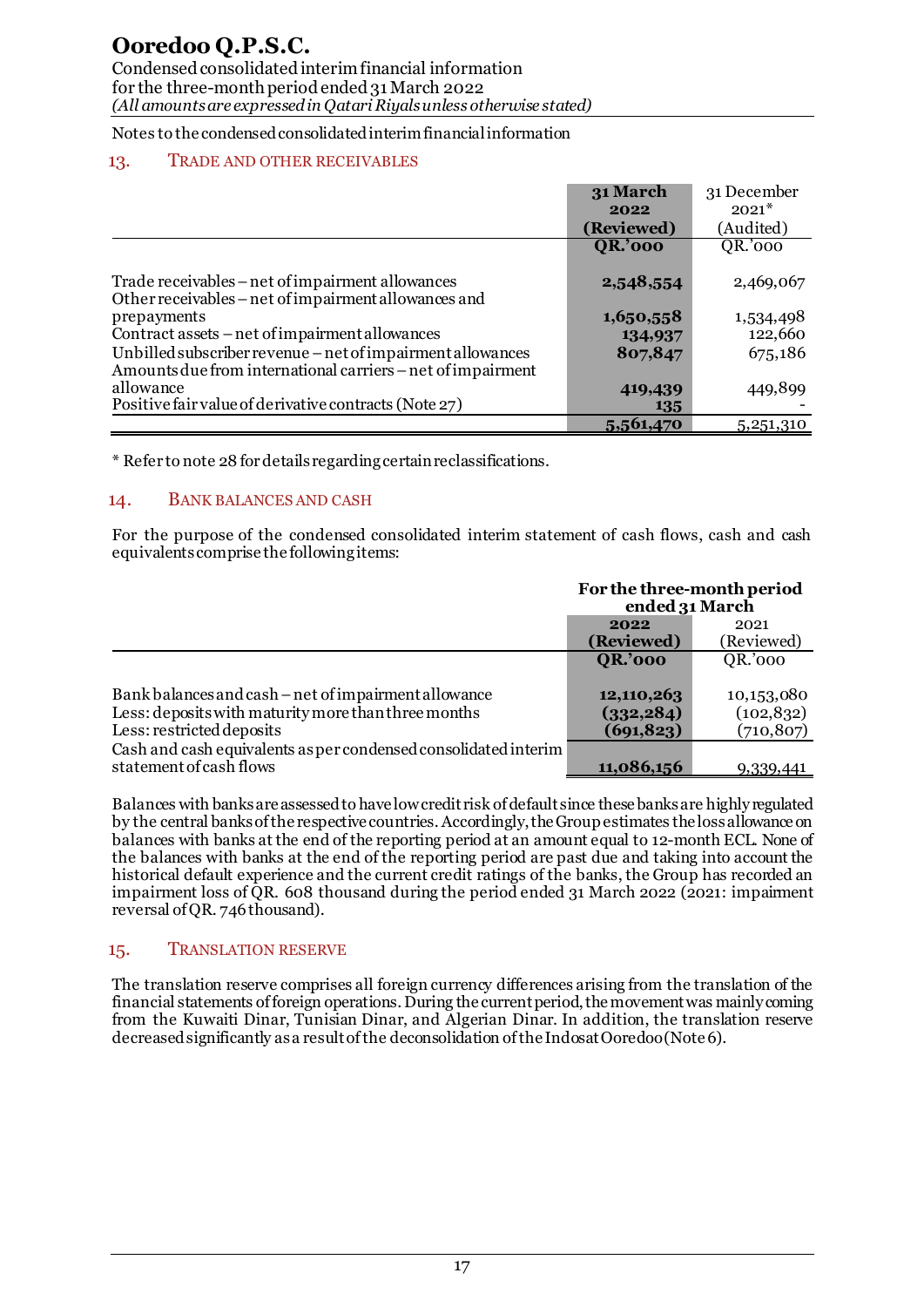Notes to the condensed consolidated interim financial information

## 13. TRADE AND OTHER RECEIVABLES

| | 31 March 2022 (Reviewed) | 31 December 2021* (Audited) |
|---|---|---|
| | QR.'000 | QR.'000 |
| Trade receivables – net of impairment allowances | **2,548,554** | 2,469,067 |
| Other receivables – net of impairment allowances and prepayments | **1,650,558** | 1,534,498 |
| Contract assets – net of impairment allowances | **134,937** | 122,660 |
| Unbilled subscriber revenue – net of impairment allowances | **807,847** | 675,186 |
| Amounts due from international carriers – net of impairment allowance | **419,439** | 449,899 |
| Positive fair value of derivative contracts (Note 27) | **135** | - |
| | **5,561,470** | 5,251,310 |

\* Refer to note 28 for details regarding certain reclassifications.

## 14. BANK BALANCES AND CASH

For the purpose of the condensed consolidated interim statement of cash flows, cash and cash equivalents comprise the following items:

| | For the three-month period ended 31 March | |
|---|---|---|
| | 2022 (Reviewed) | 2021 (Reviewed) |
| | QR.'000 | QR.'000 |
| Bank balances and cash – net of impairment allowance | **12,110,263** | 10,153,080 |
| Less: deposits with maturity more than three months | **(332,284)** | (102,832) |
| Less: restricted deposits | **(691,823)** | (710,807) |
| Cash and cash equivalents as per condensed consolidated interim statement of cash flows | **11,086,156** | 9,339,441 |

Balances with banks are assessed to have low credit risk of default since these banks are highly regulated by the central banks of the respective countries. Accordingly, the Group estimates the loss allowance on balances with banks at the end of the reporting period at an amount equal to 12-month ECL. None of the balances with banks at the end of the reporting period are past due and taking into account the historical default experience and the current credit ratings of the banks, the Group has recorded an impairment loss of QR. 608 thousand during the period ended 31 March 2022 (2021: impairment reversal of QR. 746 thousand).

## 15. TRANSLATION RESERVE

The translation reserve comprises all foreign currency differences arising from the translation of the financial statements of foreign operations. During the current period, the movement was mainly coming from the Kuwaiti Dinar, Tunisian Dinar, and Algerian Dinar. In addition, the translation reserve decreased significantly as a result of the deconsolidation of the Indosat Ooredoo (Note 6).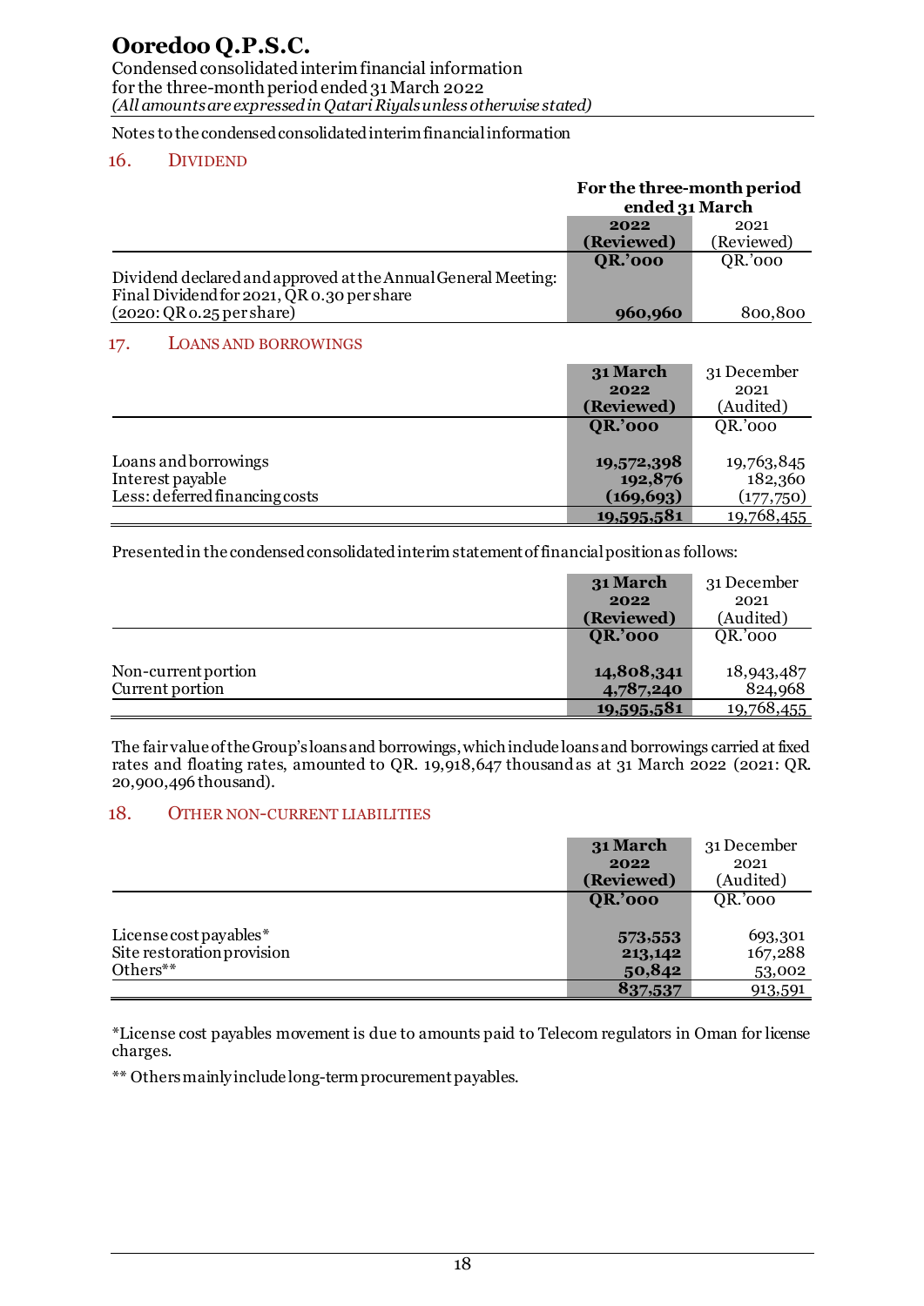Notes to the condensed consolidated interim financial information

## 16. DIVIDEND

| | For the three-month period ended 31 March | |
|---|---|---|
| | **2022 (Reviewed)** | 2021 (Reviewed) |
| | **QR.'000** | QR.'000 |
| Dividend declared and approved at the Annual General Meeting: Final Dividend for 2021, QR 0.30 per share (2020: QR 0.25 per share) | **960,960** | 800,800 |

## 17. LOANS AND BORROWINGS

| | **31 March 2022 (Reviewed)** | 31 December 2021 (Audited) |
|---|---|---|
| | **QR.'000** | QR.'000 |
| Loans and borrowings | **19,572,398** | 19,763,845 |
| Interest payable | **192,876** | 182,360 |
| Less: deferred financing costs | **(169,693)** | (177,750) |
| | **19,595,581** | 19,768,455 |

Presented in the condensed consolidated interim statement of financial position as follows:

| | **31 March 2022 (Reviewed)** | 31 December 2021 (Audited) |
|---|---|---|
| | **QR.'000** | QR.'000 |
| Non-current portion | **14,808,341** | 18,943,487 |
| Current portion | **4,787,240** | 824,968 |
| | **19,595,581** | 19,768,455 |

The fair value of the Group's loans and borrowings, which include loans and borrowings carried at fixed rates and floating rates, amounted to QR. 19,918,647 thousand as at 31 March 2022 (2021: QR. 20,900,496 thousand).

## 18. OTHER NON-CURRENT LIABILITIES

| | **31 March 2022 (Reviewed)** | 31 December 2021 (Audited) |
|---|---|---|
| | **QR.'000** | QR.'000 |
| License cost payables* | **573,553** | 693,301 |
| Site restoration provision | **213,142** | 167,288 |
| Others** | **50,842** | 53,002 |
| | **837,537** | 913,591 |

*License cost payables movement is due to amounts paid to Telecom regulators in Oman for license charges.

** Others mainly include long-term procurement payables.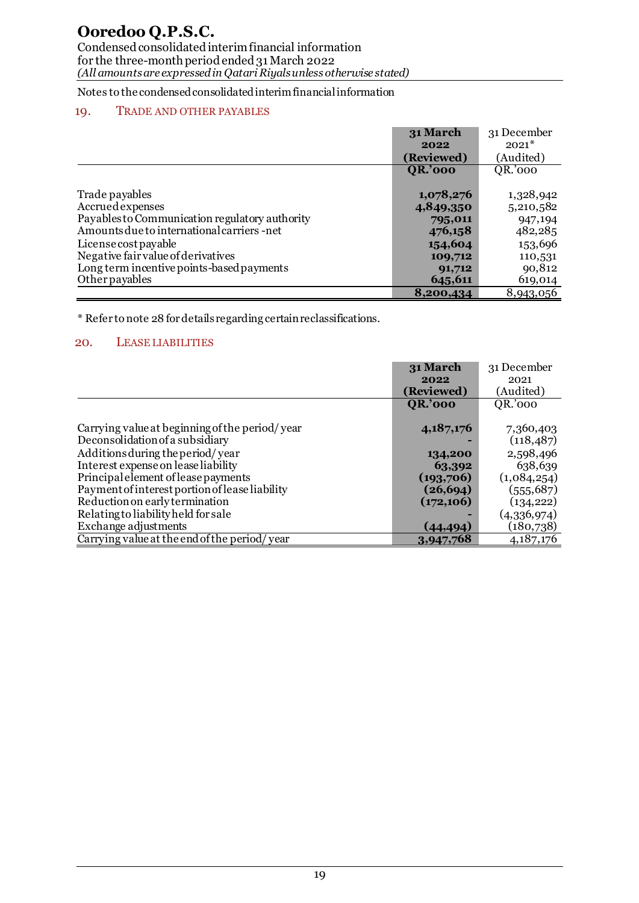# Ooredoo Q.P.S.C.

Condensed consolidated interim financial information
for the three-month period ended 31 March 2022
*(All amounts are expressed in Qatari Riyals unless otherwise stated)*

Notes to the condensed consolidated interim financial information

## 19. TRADE AND OTHER PAYABLES

| | **31 March 2022 (Reviewed) QR.'000** | 31 December 2021* (Audited) QR.'000 |
|---|---|---|
| Trade payables | **1,078,276** | 1,328,942 |
| Accrued expenses | **4,849,350** | 5,210,582 |
| Payables to Communication regulatory authority | **795,011** | 947,194 |
| Amounts due to international carriers -net | **476,158** | 482,285 |
| License cost payable | **154,604** | 153,696 |
| Negative fair value of derivatives | **109,712** | 110,531 |
| Long term incentive points-based payments | **91,712** | 90,812 |
| Other payables | **645,611** | 619,014 |
| | **8,200,434** | 8,943,056 |

\* Refer to note 28 for details regarding certain reclassifications.

## 20. LEASE LIABILITIES

| | **31 March 2022 (Reviewed) QR.'000** | 31 December 2021 (Audited) QR.'000 |
|---|---|---|
| Carrying value at beginning of the period/ year | **4,187,176** | 7,360,403 |
| Deconsolidation of a subsidiary | **-** | (118,487) |
| Additions during the period/ year | **134,200** | 2,598,496 |
| Interest expense on lease liability | **63,392** | 638,639 |
| Principal element of lease payments | **(193,706)** | (1,084,254) |
| Payment of interest portion of lease liability | **(26,694)** | (555,687) |
| Reduction on early termination | **(172,106)** | (134,222) |
| Relating to liability held for sale | **-** | (4,336,974) |
| Exchange adjustments | **(44,494)** | (180,738) |
| Carrying value at the end of the period/ year | **3,947,768** | 4,187,176 |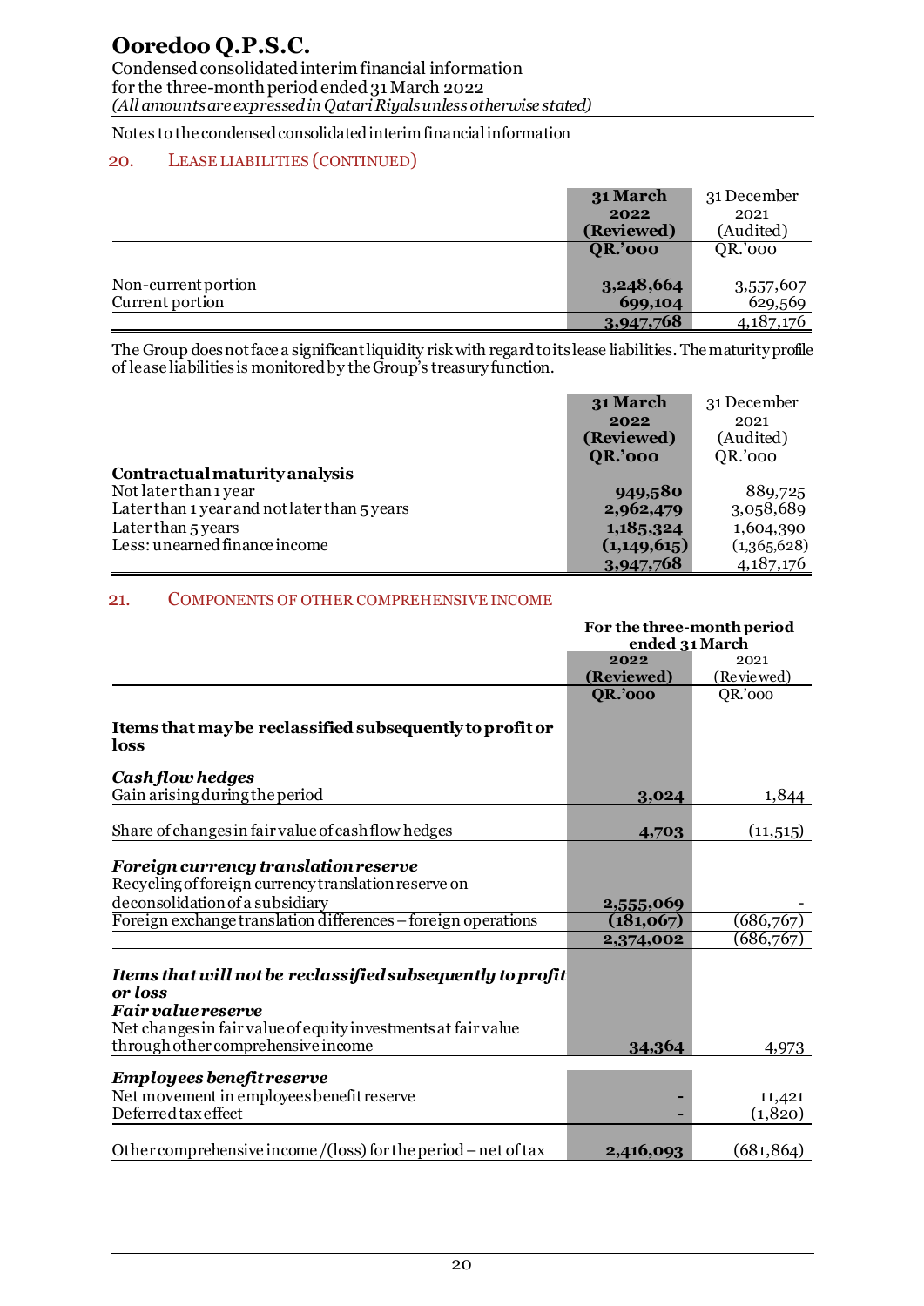Notes to the condensed consolidated interim financial information

## 20. LEASE LIABILITIES (CONTINUED)

| | 31 March 2022 (Reviewed) | 31 December 2021 (Audited) |
|---|---|---|
| | QR.'000 | QR.'000 |
| Non-current portion | 3,248,664 | 3,557,607 |
| Current portion | 699,104 | 629,569 |
| | 3,947,768 | 4,187,176 |

The Group does not face a significant liquidity risk with regard to its lease liabilities. The maturity profile of lease liabilities is monitored by the Group's treasury function.

| | 31 March 2022 (Reviewed) | 31 December 2021 (Audited) |
|---|---|---|
| | QR.'000 | QR.'000 |
| **Contractual maturity analysis** | | |
| Not later than 1 year | 949,580 | 889,725 |
| Later than 1 year and not later than 5 years | 2,962,479 | 3,058,689 |
| Later than 5 years | 1,185,324 | 1,604,390 |
| Less: unearned finance income | (1,149,615) | (1,365,628) |
| | 3,947,768 | 4,187,176 |

## 21. COMPONENTS OF OTHER COMPREHENSIVE INCOME

| | For the three-month period ended 31 March | |
|---|---|---|
| | 2022 (Reviewed) | 2021 (Reviewed) |
| | QR.'000 | QR.'000 |
| **Items that may be reclassified subsequently to profit or loss** | | |
| ***Cash flow hedges*** | | |
| Gain arising during the period | 3,024 | 1,844 |
| Share of changes in fair value of cash flow hedges | 4,703 | (11,515) |
| ***Foreign currency translation reserve*** | | |
| Recycling of foreign currency translation reserve on deconsolidation of a subsidiary | 2,555,069 | - |
| Foreign exchange translation differences – foreign operations | (181,067) | (686,767) |
| | 2,374,002 | (686,767) |
| ***Items that will not be reclassified subsequently to profit or loss*** | | |
| ***Fair value reserve*** | | |
| Net changes in fair value of equity investments at fair value through other comprehensive income | 34,364 | 4,973 |
| ***Employees benefit reserve*** | | |
| Net movement in employees benefit reserve | - | 11,421 |
| Deferred tax effect | - | (1,820) |
| Other comprehensive income /(loss) for the period – net of tax | 2,416,093 | (681,864) |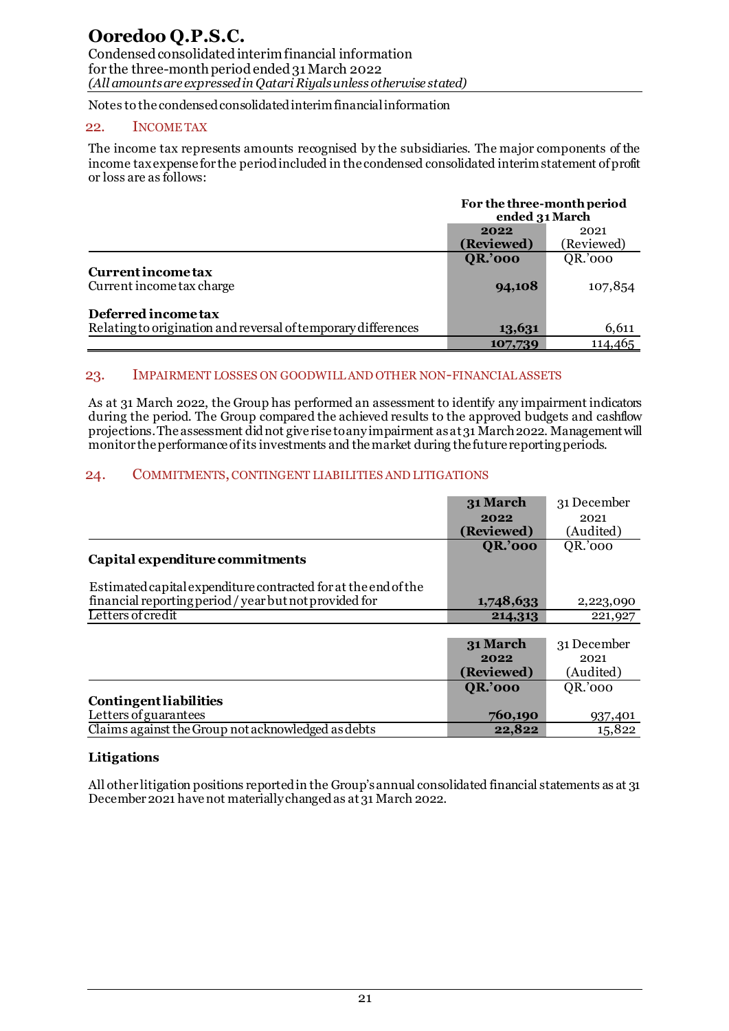Notes to the condensed consolidated interim financial information

## 22. INCOME TAX

The income tax represents amounts recognised by the subsidiaries. The major components of the income tax expense for the period included in the condensed consolidated interim statement of profit or loss are as follows:

| | For the three-month period ended 31 March | |
|---|---|---|
| | **2022 (Reviewed)** | 2021 (Reviewed) |
| | **QR.'000** | QR.'000 |
| **Current income tax** | | |
| Current income tax charge | **94,108** | 107,854 |
| **Deferred income tax** | | |
| Relating to origination and reversal of temporary differences | **13,631** | 6,611 |
| | **107,739** | 114,465 |

## 23. IMPAIRMENT LOSSES ON GOODWILL AND OTHER NON-FINANCIAL ASSETS

As at 31 March 2022, the Group has performed an assessment to identify any impairment indicators during the period. The Group compared the achieved results to the approved budgets and cashflow projections. The assessment did not give rise to any impairment as at 31 March 2022. Management will monitor the performance of its investments and the market during the future reporting periods.

## 24. COMMITMENTS, CONTINGENT LIABILITIES AND LITIGATIONS

| | **31 March 2022 (Reviewed)** | 31 December 2021 (Audited) |
|---|---|---|
| | **QR.'000** | QR.'000 |
| **Capital expenditure commitments** | | |
| Estimated capital expenditure contracted for at the end of the financial reporting period / year but not provided for | **1,748,633** | 2,223,090 |
| Letters of credit | **214,313** | 221,927 |

| | **31 March 2022 (Reviewed)** | 31 December 2021 (Audited) |
|---|---|---|
| | **QR.'000** | QR.'000 |
| **Contingent liabilities** | | |
| Letters of guarantees | **760,190** | 937,401 |
| Claims against the Group not acknowledged as debts | **22,822** | 15,822 |

### Litigations

All other litigation positions reported in the Group's annual consolidated financial statements as at 31 December 2021 have not materially changed as at 31 March 2022.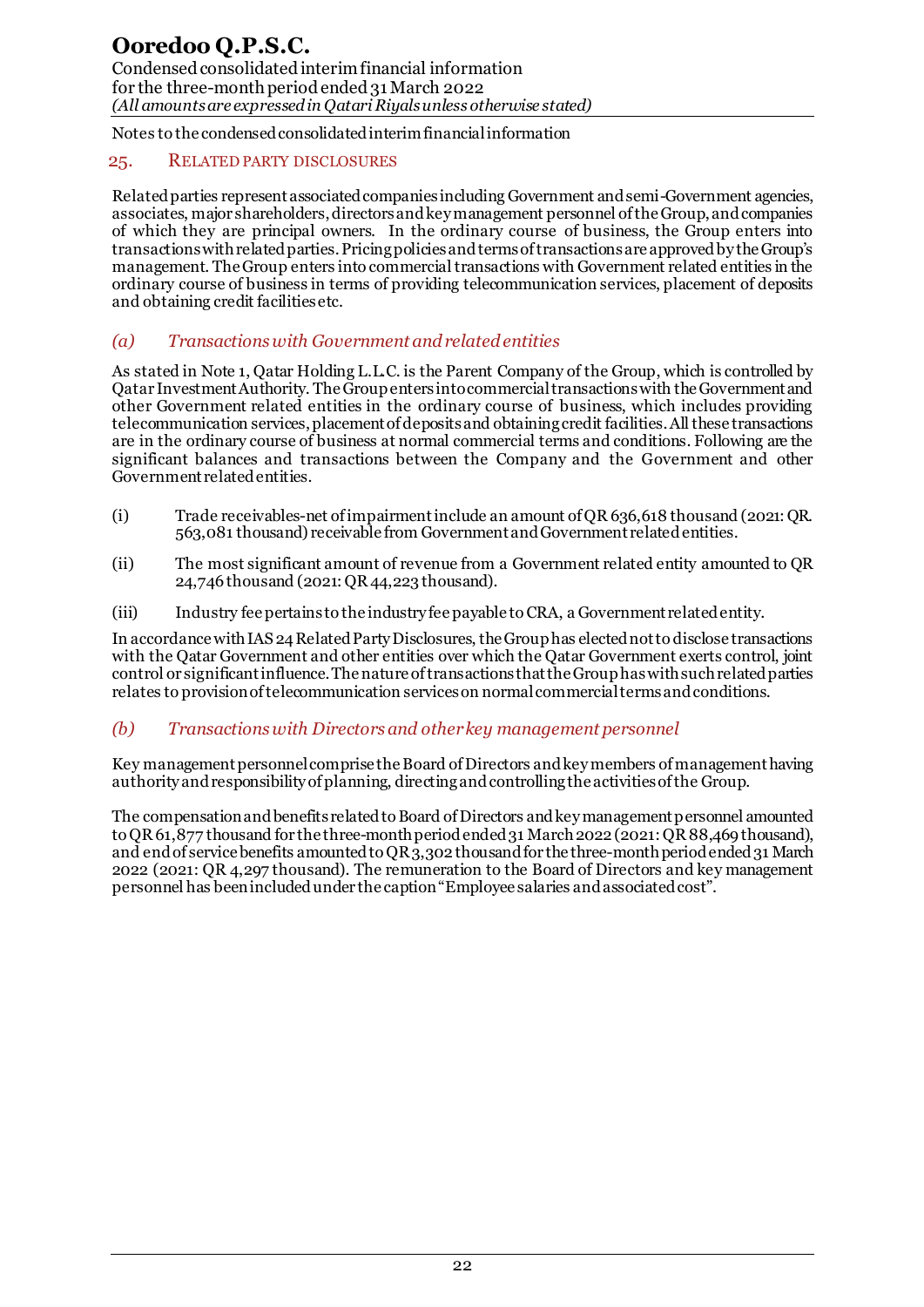Notes to the condensed consolidated interim financial information

## 25. RELATED PARTY DISCLOSURES

Related parties represent associated companies including Government and semi-Government agencies, associates, major shareholders, directors and key management personnel of the Group, and companies of which they are principal owners. In the ordinary course of business, the Group enters into transactions with related parties. Pricing policies and terms of transactions are approved by the Group's management. The Group enters into commercial transactions with Government related entities in the ordinary course of business in terms of providing telecommunication services, placement of deposits and obtaining credit facilities etc.

### *(a) Transactions with Government and related entities*

As stated in Note 1, Qatar Holding L.L.C. is the Parent Company of the Group, which is controlled by Qatar Investment Authority. The Group enters into commercial transactions with the Government and other Government related entities in the ordinary course of business, which includes providing telecommunication services, placement of deposits and obtaining credit facilities. All these transactions are in the ordinary course of business at normal commercial terms and conditions. Following are the significant balances and transactions between the Company and the Government and other Government related entities.

(i) Trade receivables-net of impairment include an amount of QR 636,618 thousand (2021: QR. 563,081 thousand) receivable from Government and Government related entities.

(ii) The most significant amount of revenue from a Government related entity amounted to QR 24,746 thousand (2021: QR 44,223 thousand).

(iii) Industry fee pertains to the industry fee payable to CRA, a Government related entity.

In accordance with IAS 24 Related Party Disclosures, the Group has elected not to disclose transactions with the Qatar Government and other entities over which the Qatar Government exerts control, joint control or significant influence. The nature of transactions that the Group has with such related parties relates to provision of telecommunication services on normal commercial terms and conditions.

### *(b) Transactions with Directors and other key management personnel*

Key management personnel comprise the Board of Directors and key members of management having authority and responsibility of planning, directing and controlling the activities of the Group.

The compensation and benefits related to Board of Directors and key management personnel amounted to QR 61,877 thousand for the three-month period ended 31 March 2022 (2021: QR 88,469 thousand), and end of service benefits amounted to QR 3,302 thousand for the three-month period ended 31 March 2022 (2021: QR 4,297 thousand). The remuneration to the Board of Directors and key management personnel has been included under the caption "Employee salaries and associated cost".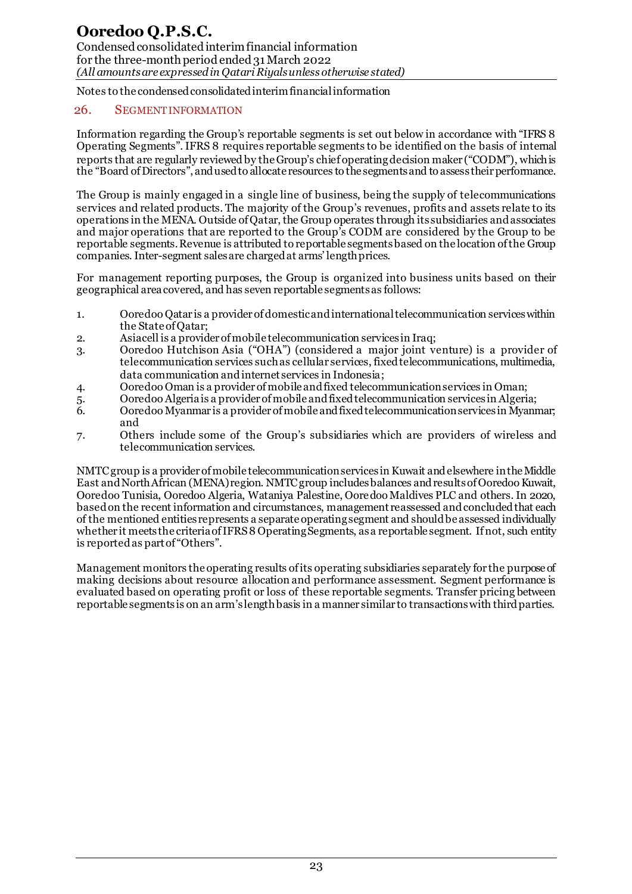Notes to the condensed consolidated interim financial information

## 26. SEGMENT INFORMATION

Information regarding the Group's reportable segments is set out below in accordance with "IFRS 8 Operating Segments". IFRS 8 requires reportable segments to be identified on the basis of internal reports that are regularly reviewed by the Group's chief operating decision maker ("CODM"), which is the "Board of Directors", and used to allocate resources to the segments and to assess their performance.

The Group is mainly engaged in a single line of business, being the supply of telecommunications services and related products. The majority of the Group's revenues, profits and assets relate to its operations in the MENA. Outside of Qatar, the Group operates through its subsidiaries and associates and major operations that are reported to the Group's CODM are considered by the Group to be reportable segments. Revenue is attributed to reportable segments based on the location of the Group companies. Inter-segment sales are charged at arms' length prices.

For management reporting purposes, the Group is organized into business units based on their geographical area covered, and has seven reportable segments as follows:

1. Ooredoo Qatar is a provider of domestic and international telecommunication services within the State of Qatar;
2. Asiacell is a provider of mobile telecommunication services in Iraq;
3. Ooredoo Hutchison Asia ("OHA") (considered a major joint venture) is a provider of telecommunication services such as cellular services, fixed telecommunications, multimedia, data communication and internet services in Indonesia;
4. Ooredoo Oman is a provider of mobile and fixed telecommunication services in Oman;
5. Ooredoo Algeria is a provider of mobile and fixed telecommunication services in Algeria;
6. Ooredoo Myanmar is a provider of mobile and fixed telecommunication services in Myanmar; and
7. Others include some of the Group's subsidiaries which are providers of wireless and telecommunication services.

NMTC group is a provider of mobile telecommunication services in Kuwait and elsewhere in the Middle East and North African (MENA) region. NMTC group includes balances and results of Ooredoo Kuwait, Ooredoo Tunisia, Ooredoo Algeria, Wataniya Palestine, Ooredoo Maldives PLC and others. In 2020, based on the recent information and circumstances, management reassessed and concluded that each of the mentioned entities represents a separate operating segment and should be assessed individually whether it meets the criteria of IFRS 8 Operating Segments, as a reportable segment. If not, such entity is reported as part of "Others".

Management monitors the operating results of its operating subsidiaries separately for the purpose of making decisions about resource allocation and performance assessment. Segment performance is evaluated based on operating profit or loss of these reportable segments. Transfer pricing between reportable segments is on an arm's length basis in a manner similar to transactions with third parties.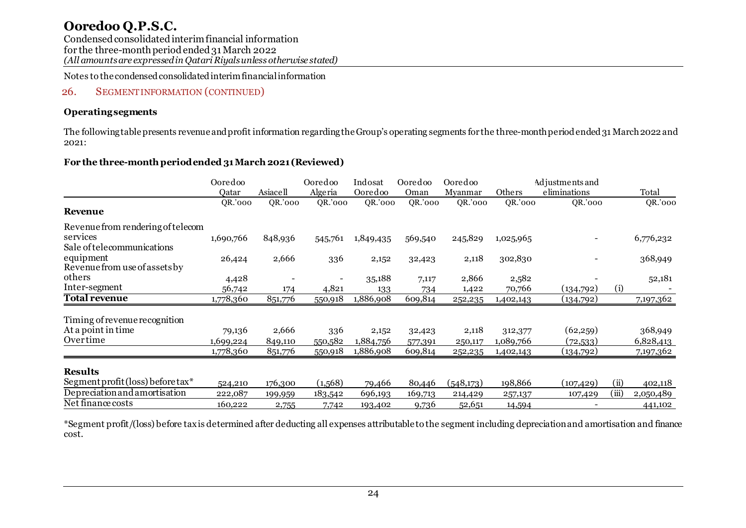Notes to the condensed consolidated interim financial information

## 26. SEGMENT INFORMATION (CONTINUED)

### Operating segments

The following table presents revenue and profit information regarding the Group's operating segments for the three-month period ended 31 March 2022 and 2021:

**For the three-month period ended 31 March 2021 (Reviewed)**

| | Ooredoo Qatar | Asiacell | Ooredoo Algeria | Indosat Ooredoo | Ooredoo Oman | Ooredoo Myanmar | Others | Adjustments and eliminations | | Total |
|---|---|---|---|---|---|---|---|---|---|---|
| | QR.'000 | QR.'000 | QR.'000 | QR.'000 | QR.'000 | QR.'000 | QR.'000 | QR.'000 | | QR.'000 |
| **Revenue** | | | | | | | | | | |
| Revenue from rendering of telecom services | 1,690,766 | 848,936 | 545,761 | 1,849,435 | 569,540 | 245,829 | 1,025,965 | - | | 6,776,232 |
| Sale of telecommunications equipment | 26,424 | 2,666 | 336 | 2,152 | 32,423 | 2,118 | 302,830 | - | | 368,949 |
| Revenue from use of assets by others | 4,428 | - | - | 35,188 | 7,117 | 2,866 | 2,582 | - | | 52,181 |
| Inter-segment | 56,742 | 174 | 4,821 | 133 | 734 | 1,422 | 70,766 | (134,792) | (i) | - |
| **Total revenue** | 1,778,360 | 851,776 | 550,918 | 1,886,908 | 609,814 | 252,235 | 1,402,143 | (134,792) | | 7,197,362 |
| | | | | | | | | | | |
| Timing of revenue recognition | | | | | | | | | | |
| At a point in time | 79,136 | 2,666 | 336 | 2,152 | 32,423 | 2,118 | 312,377 | (62,259) | | 368,949 |
| Over time | 1,699,224 | 849,110 | 550,582 | 1,884,756 | 577,391 | 250,117 | 1,089,766 | (72,533) | | 6,828,413 |
| | 1,778,360 | 851,776 | 550,918 | 1,886,908 | 609,814 | 252,235 | 1,402,143 | (134,792) | | 7,197,362 |
| | | | | | | | | | | |
| **Results** | | | | | | | | | | |
| Segment profit (loss) before tax* | 524,210 | 176,300 | (1,568) | 79,466 | 80,446 | (548,173) | 198,866 | (107,429) | (ii) | 402,118 |
| Depreciation and amortisation | 222,087 | 199,959 | 183,542 | 696,193 | 169,713 | 214,429 | 257,137 | 107,429 | (iii) | 2,050,489 |
| Net finance costs | 160,222 | 2,755 | 7,742 | 193,402 | 9,736 | 52,651 | 14,594 | - | | 441,102 |

*Segment profit/(loss) before tax is determined after deducting all expenses attributable to the segment including depreciation and amortisation and finance cost.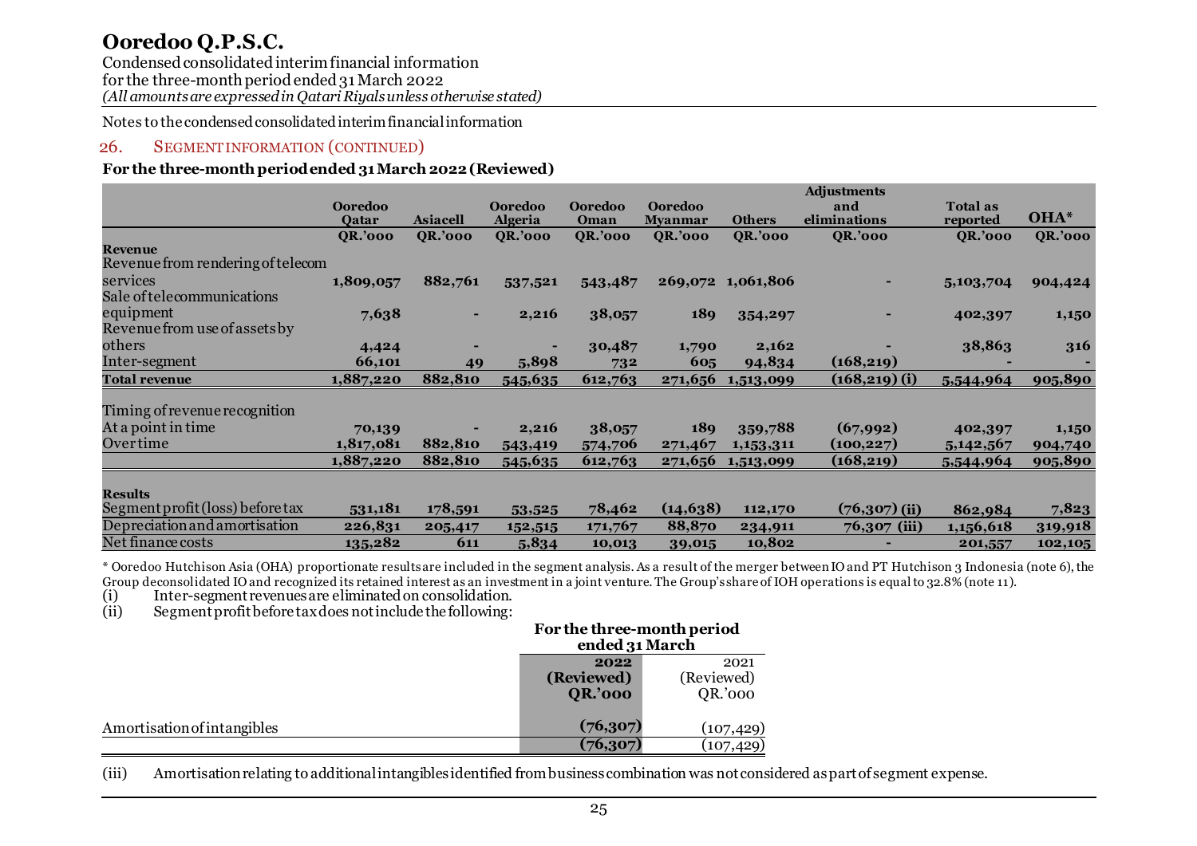# Ooredoo Q.P.S.C.

Condensed consolidated interim financial information
for the three-month period ended 31 March 2022
*(All amounts are expressed in Qatari Riyals unless otherwise stated)*

Notes to the condensed consolidated interim financial information

## 26. SEGMENT INFORMATION (CONTINUED)

**For the three-month period ended 31 March 2022 (Reviewed)**

| | Ooredoo Qatar | Asiacell | Ooredoo Algeria | Ooredoo Oman | Ooredoo Myanmar | Others | Adjustments and eliminations | Total as reported | OHA* |
|---|---|---|---|---|---|---|---|---|---|
| | QR.'000 | QR.'000 | QR.'000 | QR.'000 | QR.'000 | QR.'000 | QR.'000 | QR.'000 | QR.'000 |
| **Revenue** | | | | | | | | | |
| Revenue from rendering of telecom services | 1,809,057 | 882,761 | 537,521 | 543,487 | 269,072 | 1,061,806 | - | 5,103,704 | 904,424 |
| Sale of telecommunications equipment | 7,638 | - | 2,216 | 38,057 | 189 | 354,297 | - | 402,397 | 1,150 |
| Revenue from use of assets by others | 4,424 | - | - | 30,487 | 1,790 | 2,162 | - | 38,863 | 316 |
| Inter-segment | 66,101 | 49 | 5,898 | 732 | 605 | 94,834 | (168,219) | - | - |
| **Total revenue** | 1,887,220 | 882,810 | 545,635 | 612,763 | 271,656 | 1,513,099 | (168,219) (i) | 5,544,964 | 905,890 |
| Timing of revenue recognition | | | | | | | | | |
| At a point in time | 70,139 | - | 2,216 | 38,057 | 189 | 359,788 | (67,992) | 402,397 | 1,150 |
| Over time | 1,817,081 | 882,810 | 543,419 | 574,706 | 271,467 | 1,153,311 | (100,227) | 5,142,567 | 904,740 |
| | 1,887,220 | 882,810 | 545,635 | 612,763 | 271,656 | 1,513,099 | (168,219) | 5,544,964 | 905,890 |
| **Results** | | | | | | | | | |
| Segment profit (loss) before tax | 531,181 | 178,591 | 53,525 | 78,462 | (14,638) | 112,170 | (76,307) (ii) | 862,984 | 7,823 |
| Depreciation and amortisation | 226,831 | 205,417 | 152,515 | 171,767 | 88,870 | 234,911 | 76,307 (iii) | 1,156,618 | 319,918 |
| Net finance costs | 135,282 | 611 | 5,834 | 10,013 | 39,015 | 10,802 | - | 201,557 | 102,105 |

\* Ooredoo Hutchison Asia (OHA) proportionate results are included in the segment analysis. As a result of the merger between IO and PT Hutchison 3 Indonesia (note 6), the Group deconsolidated IO and recognized its retained interest as an investment in a joint venture. The Group's share of IOH operations is equal to 32.8% (note 11).

(i) Inter-segment revenues are eliminated on consolidation.

(ii) Segment profit before tax does not include the following:

| | For the three-month period ended 31 March | |
|---|---|---|
| | 2022 (Reviewed) QR.'000 | 2021 (Reviewed) QR.'000 |
| Amortisation of intangibles | (76,307) | (107,429) |
| | (76,307) | (107,429) |

(iii) Amortisation relating to additional intangibles identified from business combination was not considered as part of segment expense.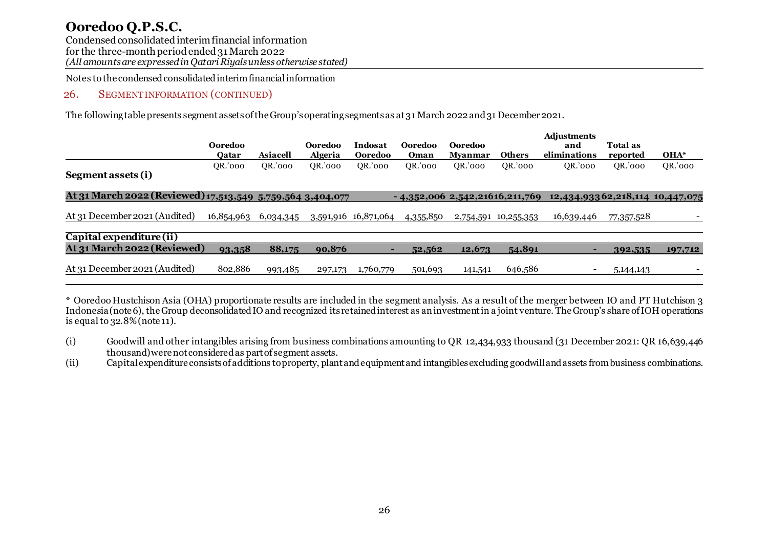# Ooredoo Q.P.S.C.

Condensed consolidated interim financial information
for the three-month period ended 31 March 2022
*(All amounts are expressed in Qatari Riyals unless otherwise stated)*

Notes to the condensed consolidated interim financial information

## 26. SEGMENT INFORMATION (CONTINUED)

The following table presents segment assets of the Group's operating segments as at 31 March 2022 and 31 December 2021.

| | Ooredoo Qatar | Asiacell | Ooredoo Algeria | Indosat Ooredoo | Ooredoo Oman | Ooredoo Myanmar | Others | Adjustments and eliminations | Total as reported | OHA* |
|---|---|---|---|---|---|---|---|---|---|---|
| | QR.'000 | QR.'000 | QR.'000 | QR.'000 | QR.'000 | QR.'000 | QR.'000 | QR.'000 | QR.'000 | QR.'000 |
| **Segment assets (i)** | | | | | | | | | | |
| **At 31 March 2022 (Reviewed)** | **17,513,549** | **5,759,564** | **3,404,077** | **-** | **4,352,006** | **2,542,216** | **16,211,769** | **12,434,933** | **62,218,114** | **10,447,075** |
| At 31 December 2021 (Audited) | 16,854,963 | 6,034,345 | 3,591,916 | 16,871,064 | 4,355,850 | 2,754,591 | 10,255,353 | 16,639,446 | 77,357,528 | - |
| **Capital expenditure (ii)** | | | | | | | | | | |
| **At 31 March 2022 (Reviewed)** | **93,358** | **88,175** | **90,876** | **-** | **52,562** | **12,673** | **54,891** | **-** | **392,535** | **197,712** |
| At 31 December 2021 (Audited) | 802,886 | 993,485 | 297,173 | 1,760,779 | 501,693 | 141,541 | 646,586 | - | 5,144,143 | - |

\* Ooredoo Hustchison Asia (OHA) proportionate results are included in the segment analysis. As a result of the merger between IO and PT Hutchison 3 Indonesia (note 6), the Group deconsolidated IO and recognized its retained interest as an investment in a joint venture. The Group's share of IOH operations is equal to 32.8% (note 11).

(i) Goodwill and other intangibles arising from business combinations amounting to QR 12,434,933 thousand (31 December 2021: QR 16,639,446 thousand) were not considered as part of segment assets.

(ii) Capital expenditure consists of additions to property, plant and equipment and intangibles excluding goodwill and assets from business combinations.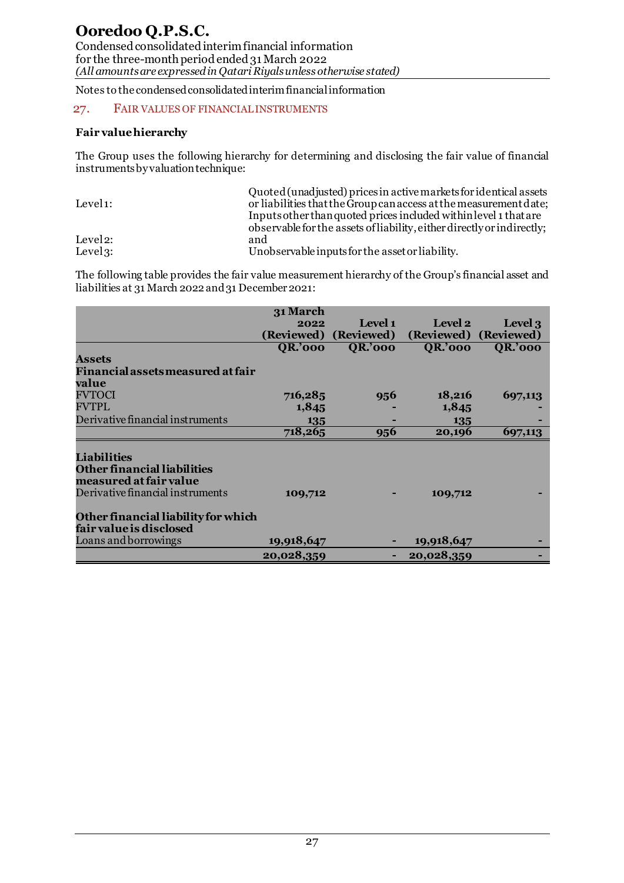Notes to the condensed consolidated interim financial information

## 27. FAIR VALUES OF FINANCIAL INSTRUMENTS

**Fair value hierarchy**

The Group uses the following hierarchy for determining and disclosing the fair value of financial instruments by valuation technique:

| | |
|---|---|
| Level 1: | Quoted (unadjusted) prices in active markets for identical assets or liabilities that the Group can access at the measurement date; |
| Level 2: | Inputs other than quoted prices included within level 1 that are observable for the assets of liability, either directly or indirectly; and |
| Level 3: | Unobservable inputs for the asset or liability. |

The following table provides the fair value measurement hierarchy of the Group's financial asset and liabilities at 31 March 2022 and 31 December 2021:

| | 31 March 2022 (Reviewed) | Level 1 (Reviewed) | Level 2 (Reviewed) | Level 3 (Reviewed) |
|---|---|---|---|---|
| | QR.'000 | QR.'000 | QR.'000 | QR.'000 |
| **Assets** | | | | |
| **Financial assets measured at fair value** | | | | |
| FVTOCI | 716,285 | 956 | 18,216 | 697,113 |
| FVTPL | 1,845 | - | 1,845 | - |
| Derivative financial instruments | 135 | - | 135 | - |
| | **718,265** | **956** | **20,196** | **697,113** |
| **Liabilities** | | | | |
| **Other financial liabilities measured at fair value** | | | | |
| Derivative financial instruments | 109,712 | - | 109,712 | - |
| **Other financial liability for which fair value is disclosed** | | | | |
| Loans and borrowings | 19,918,647 | - | 19,918,647 | - |
| | **20,028,359** | **-** | **20,028,359** | **-** |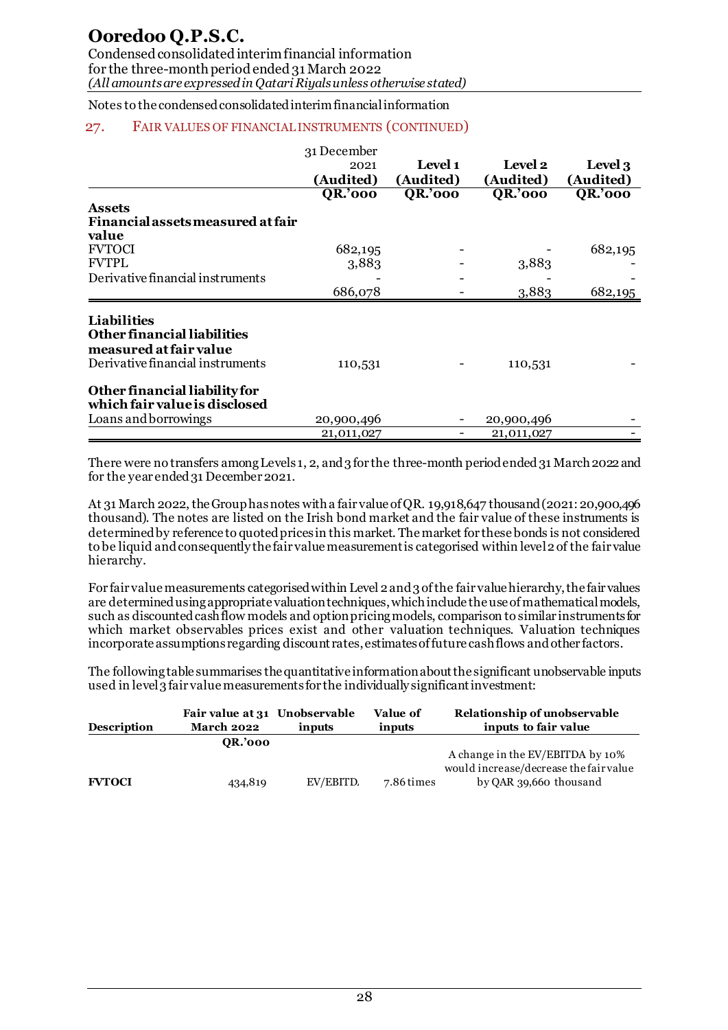Notes to the condensed consolidated interim financial information

## 27. FAIR VALUES OF FINANCIAL INSTRUMENTS (CONTINUED)

| | 31 December 2021 (Audited) | Level 1 (Audited) | Level 2 (Audited) | Level 3 (Audited) |
|---|---|---|---|---|
| | QR.'000 | QR.'000 | QR.'000 | QR.'000 |
| **Assets** | | | | |
| **Financial assets measured at fair value** | | | | |
| FVTOCI | 682,195 | - | - | 682,195 |
| FVTPL | 3,883 | - | 3,883 | - |
| Derivative financial instruments | - | - | - | - |
| | 686,078 | - | 3,883 | 682,195 |
| **Liabilities** | | | | |
| **Other financial liabilities measured at fair value** | | | | |
| Derivative financial instruments | 110,531 | - | 110,531 | - |
| **Other financial liability for which fair value is disclosed** | | | | |
| Loans and borrowings | 20,900,496 | - | 20,900,496 | - |
| | 21,011,027 | - | 21,011,027 | - |

There were no transfers among Levels 1, 2, and 3 for the three-month period ended 31 March 2022 and for the year ended 31 December 2021.

At 31 March 2022, the Group has notes with a fair value of QR. 19,918,647 thousand (2021: 20,900,496 thousand). The notes are listed on the Irish bond market and the fair value of these instruments is determined by reference to quoted prices in this market. The market for these bonds is not considered to be liquid and consequently the fair value measurement is categorised within level 2 of the fair value hierarchy.

For fair value measurements categorised within Level 2 and 3 of the fair value hierarchy, the fair values are determined using appropriate valuation techniques, which include the use of mathematical models, such as discounted cash flow models and option pricing models, comparison to similar instruments for which market observables prices exist and other valuation techniques. Valuation techniques incorporate assumptions regarding discount rates, estimates of future cash flows and other factors.

The following table summarises the quantitative information about the significant unobservable inputs used in level 3 fair value measurements for the individually significant investment:

| Description | Fair value at 31 March 2022 | Unobservable inputs | Value of inputs | Relationship of unobservable inputs to fair value |
|---|---|---|---|---|
| | QR.'000 | | | |
| **FVTOCI** | 434,819 | EV/EBITD. | 7.86 times | A change in the EV/EBITDA by 10% would increase/decrease the fair value by QAR 39,660 thousand |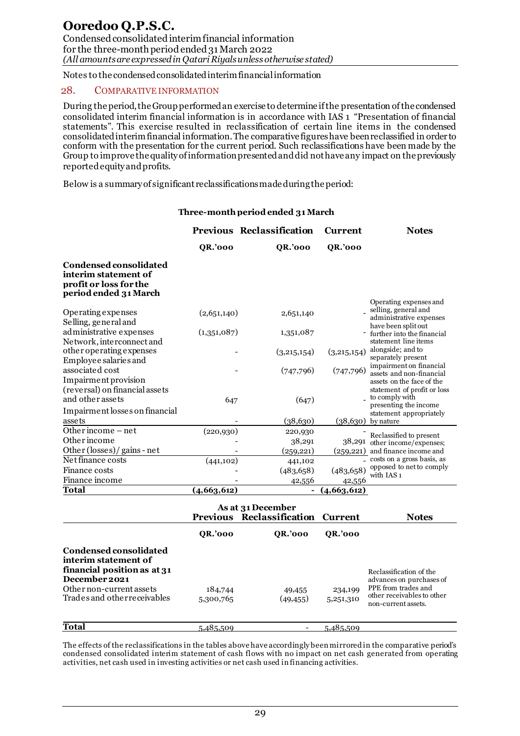Notes to the condensed consolidated interim financial information

## 28. COMPARATIVE INFORMATION

During the period, the Group performed an exercise to determine if the presentation of the condensed consolidated interim financial information is in accordance with IAS 1 "Presentation of financial statements". This exercise resulted in reclassification of certain line items in the condensed consolidated interim financial information. The comparative figures have been reclassified in order to conform with the presentation for the current period. Such reclassifications have been made by the Group to improve the quality of information presented and did not have any impact on the previously reported equity and profits.

Below is a summary of significant reclassifications made during the period:

| | Three-month period ended 31 March | | | |
|---|---|---|---|---|
| | **Previous** | **Reclassification** | **Current** | **Notes** |
| | **QR.'000** | **QR.'000** | **QR.'000** | |
| **Condensed consolidated interim statement of profit or loss for the period ended 31 March** | | | | |
| Operating expenses | (2,651,140) | 2,651,140 | - | Operating expenses and selling, general and administrative expenses have been split out further into the financial statement line items alongside; and to separately present impairment on financial assets and non-financial assets on the face of the statement of profit or loss to comply with presenting the income statement appropriately by nature |
| Selling, general and administrative expenses | (1,351,087) | 1,351,087 | - | |
| Network, interconnect and other operating expenses | - | (3,215,154) | (3,215,154) | |
| Employee salaries and associated cost | - | (747,796) | (747,796) | |
| Impairment provision (reversal) on financial assets and other assets | 647 | (647) | - | |
| Impairment losses on financial assets | - | (38,630) | (38,630) | |
| Other income – net | (220,930) | 220,930 | - | Reclassified to present other income/expenses; and finance income and costs on a gross basis, as opposed to net to comply with IAS 1 |
| Other income | - | 38,291 | 38,291 | |
| Other (losses)/ gains - net | - | (259,221) | (259,221) | |
| Net finance costs | (441,102) | 441,102 | - | |
| Finance costs | - | (483,658) | (483,658) | |
| Finance income | - | 42,556 | 42,556 | |
| **Total** | **(4,663,612)** | **-** | **(4,663,612)** | |

| | As at 31 December | | | |
|---|---|---|---|---|
| | **Previous** | **Reclassification** | **Current** | **Notes** |
| | **QR.'000** | **QR.'000** | **QR.'000** | |
| **Condensed consolidated interim statement of financial position as at 31 December 2021** | | | | Reclassification of the advances on purchases of PPE from trades and other receivables to other non-current assets. |
| Other non-current assets | 184,744 | 49,455 | 234,199 | |
| Trades and other receivables | 5,300,765 | (49,455) | 5,251,310 | |
| **Total** | 5,485,509 | - | 5,485,509 | |

The effects of the reclassifications in the tables above have accordingly been mirrored in the comparative period's condensed consolidated interim statement of cash flows with no impact on net cash generated from operating activities, net cash used in investing activities or net cash used in financing activities.